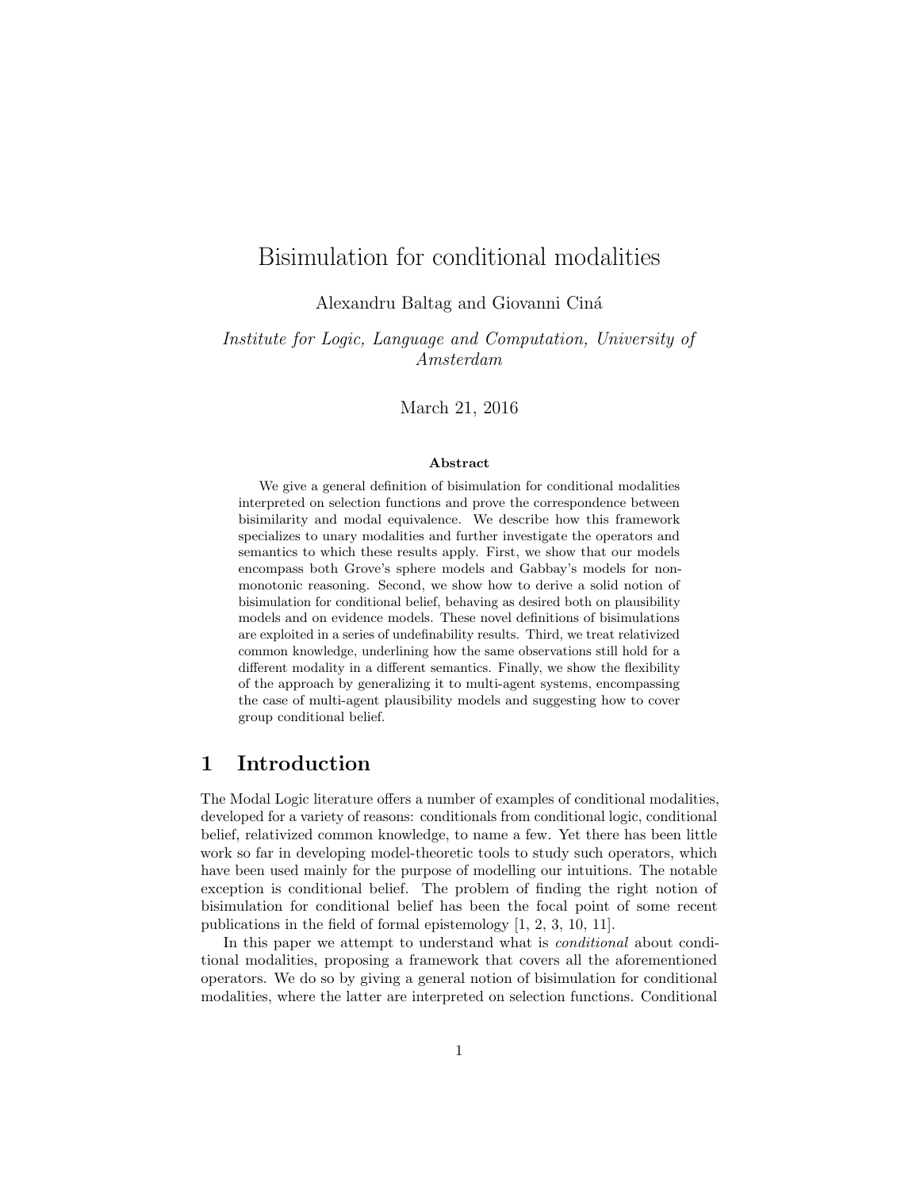# Bisimulation for conditional modalities

Alexandru Baltag and Giovanni Ciná

*Institute for Logic, Language and Computation, University of Amsterdam*

March 21, 2016

### Abstract

We give a general definition of bisimulation for conditional modalities interpreted on selection functions and prove the correspondence between bisimilarity and modal equivalence. We describe how this framework specializes to unary modalities and further investigate the operators and semantics to which these results apply. First, we show that our models encompass both Grove's sphere models and Gabbay's models for non-monotonic reasoning. Second, we show how to derive a solid notion of bisimulation for conditional belief, behaving as desired both on plausibility models and on evidence models. These novel definitions of bisimulations are exploited in a series of undefinability results. Third, we treat relativized common knowledge, underlining how the same observations still hold for a different modality in a different semantics. Finally, we show the flexibility of the approach by generalizing it to multi-agent systems, encompassing the case of multi-agent plausibility models and suggesting how to cover group conditional belief.

## 1 Introduction

The Modal Logic literature offers a number of examples of conditional modalities, developed for a variety of reasons: conditionals from conditional logic, conditional belief, relativized common knowledge, to name a few. Yet there has been little work so far in developing model-theoretic tools to study such operators, which have been used mainly for the purpose of modelling our intuitions. The notable exception is conditional belief. The problem of finding the right notion of bisimulation for conditional belief has been the focal point of some recent publications in the field of formal epistemology [1, 2, 3, 10, 11].

In this paper we attempt to understand what is *conditional* about conditional modalities, proposing a framework that covers all the aforementioned operators. We do so by giving a general notion of bisimulation for conditional modalities, where the latter are interpreted on selection functions. Conditional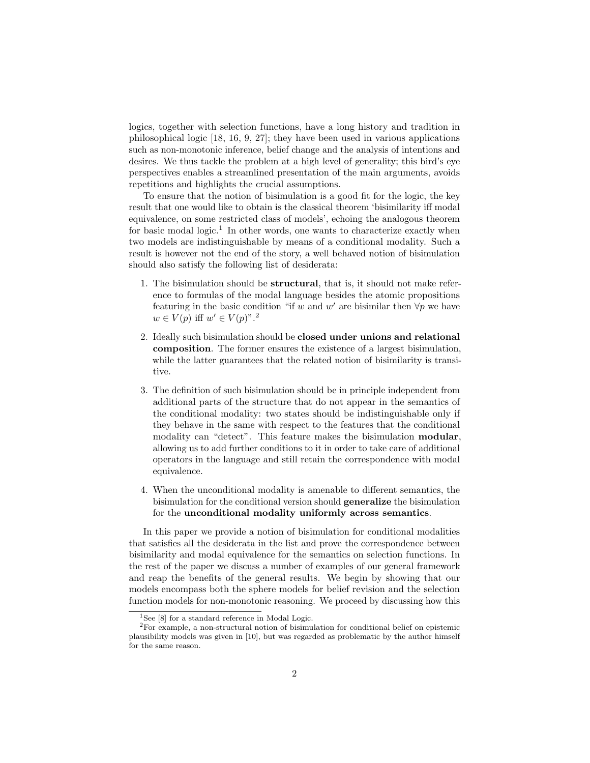logics, together with selection functions, have a long history and tradition in philosophical logic [18, 16, 9, 27]; they have been used in various applications such as non-monotonic inference, belief change and the analysis of intentions and desires. We thus tackle the problem at a high level of generality; this bird's eye perspectives enables a streamlined presentation of the main arguments, avoids repetitions and highlights the crucial assumptions.

To ensure that the notion of bisimulation is a good fit for the logic, the key result that one would like to obtain is the classical theorem 'bisimilarity iff modal equivalence, on some restricted class of models', echoing the analogous theorem for basic modal logic.[1] In other words, one wants to characterize exactly when two models are indistinguishable by means of a conditional modality. Such a result is however not the end of the story, a well behaved notion of bisimulation should also satisfy the following list of desiderata:

1. The bisimulation should be **structural**, that is, it should not make reference to formulas of the modal language besides the atomic propositions featuring in the basic condition "if $w$ and $w'$ are bisimilar then $\forall p$ we have $w \in V(p)$ iff $w' \in V(p)$".[2]

2. Ideally such bisimulation should be **closed under unions and relational composition**. The former ensures the existence of a largest bisimulation, while the latter guarantees that the related notion of bisimilarity is transitive.

3. The definition of such bisimulation should be in principle independent from additional parts of the structure that do not appear in the semantics of the conditional modality: two states should be indistinguishable only if they behave in the same with respect to the features that the conditional modality can "detect". This feature makes the bisimulation **modular**, allowing us to add further conditions to it in order to take care of additional operators in the language and still retain the correspondence with modal equivalence.

4. When the unconditional modality is amenable to different semantics, the bisimulation for the conditional version should **generalize** the bisimulation for the **unconditional modality uniformly across semantics**.

In this paper we provide a notion of bisimulation for conditional modalities that satisfies all the desiderata in the list and prove the correspondence between bisimilarity and modal equivalence for the semantics on selection functions. In the rest of the paper we discuss a number of examples of our general framework and reap the benefits of the general results. We begin by showing that our models encompass both the sphere models for belief revision and the selection function models for non-monotonic reasoning. We proceed by discussing how this

[1] See [8] for a standard reference in Modal Logic.

[2] For example, a non-structural notion of bisimulation for conditional belief on epistemic plausibility models was given in [10], but was regarded as problematic by the author himself for the same reason.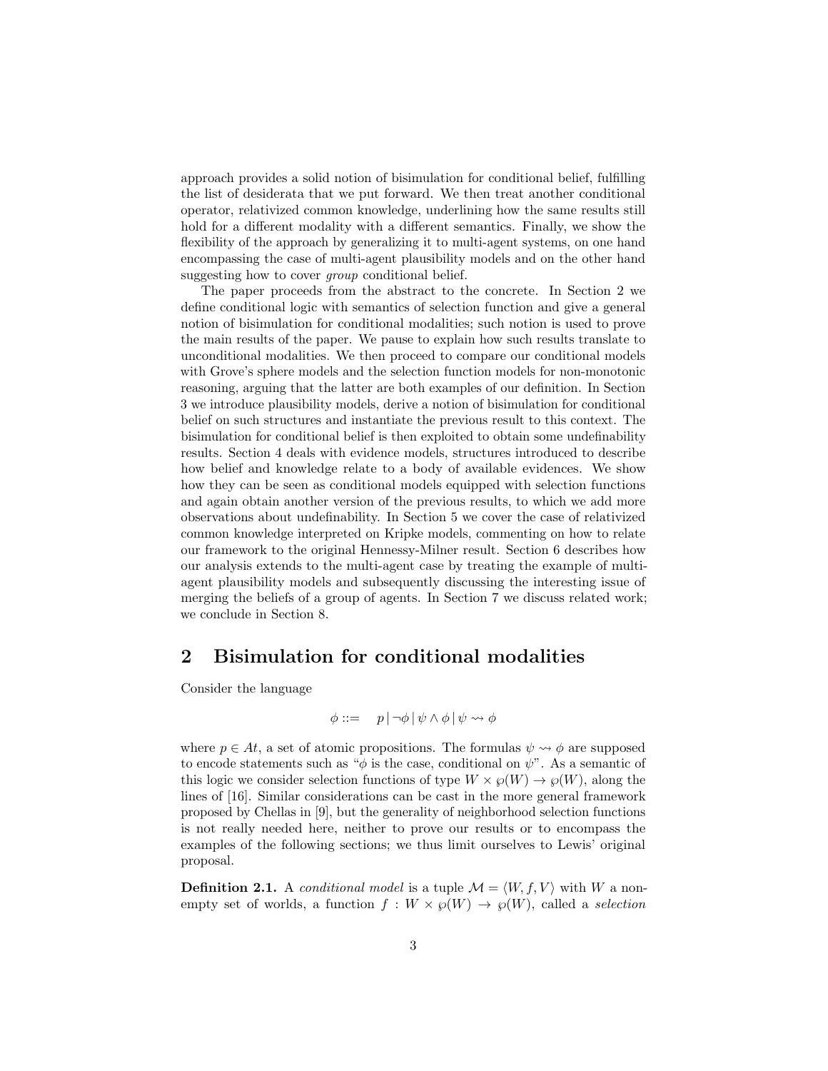approach provides a solid notion of bisimulation for conditional belief, fulfilling the list of desiderata that we put forward. We then treat another conditional operator, relativized common knowledge, underlining how the same results still hold for a different modality with a different semantics. Finally, we show the flexibility of the approach by generalizing it to multi-agent systems, on one hand encompassing the case of multi-agent plausibility models and on the other hand suggesting how to cover *group* conditional belief.

The paper proceeds from the abstract to the concrete. In Section 2 we define conditional logic with semantics of selection function and give a general notion of bisimulation for conditional modalities; such notion is used to prove the main results of the paper. We pause to explain how such results translate to unconditional modalities. We then proceed to compare our conditional models with Grove's sphere models and the selection function models for non-monotonic reasoning, arguing that the latter are both examples of our definition. In Section 3 we introduce plausibility models, derive a notion of bisimulation for conditional belief on such structures and instantiate the previous result to this context. The bisimulation for conditional belief is then exploited to obtain some undefinability results. Section 4 deals with evidence models, structures introduced to describe how belief and knowledge relate to a body of available evidences. We show how they can be seen as conditional models equipped with selection functions and again obtain another version of the previous results, to which we add more observations about undefinability. In Section 5 we cover the case of relativized common knowledge interpreted on Kripke models, commenting on how to relate our framework to the original Hennessy-Milner result. Section 6 describes how our analysis extends to the multi-agent case by treating the example of multi-agent plausibility models and subsequently discussing the interesting issue of merging the beliefs of a group of agents. In Section 7 we discuss related work; we conclude in Section 8.

## 2 Bisimulation for conditional modalities

Consider the language

$$\phi ::= \quad p \,|\, \neg\phi \,|\, \psi \wedge \phi \,|\, \psi \rightsquigarrow \phi$$

where $p \in At$, a set of atomic propositions. The formulas $\psi \rightsquigarrow \phi$ are supposed to encode statements such as "$\phi$ is the case, conditional on $\psi$". As a semantic of this logic we consider selection functions of type $W \times \wp(W) \to \wp(W)$, along the lines of [16]. Similar considerations can be cast in the more general framework proposed by Chellas in [9], but the generality of neighborhood selection functions is not really needed here, neither to prove our results or to encompass the examples of the following sections; we thus limit ourselves to Lewis' original proposal.

**Definition 2.1.** A *conditional model* is a tuple $\mathcal{M} = \langle W, f, V \rangle$ with $W$ a non-empty set of worlds, a function $f : W \times \wp(W) \to \wp(W)$, called a *selection*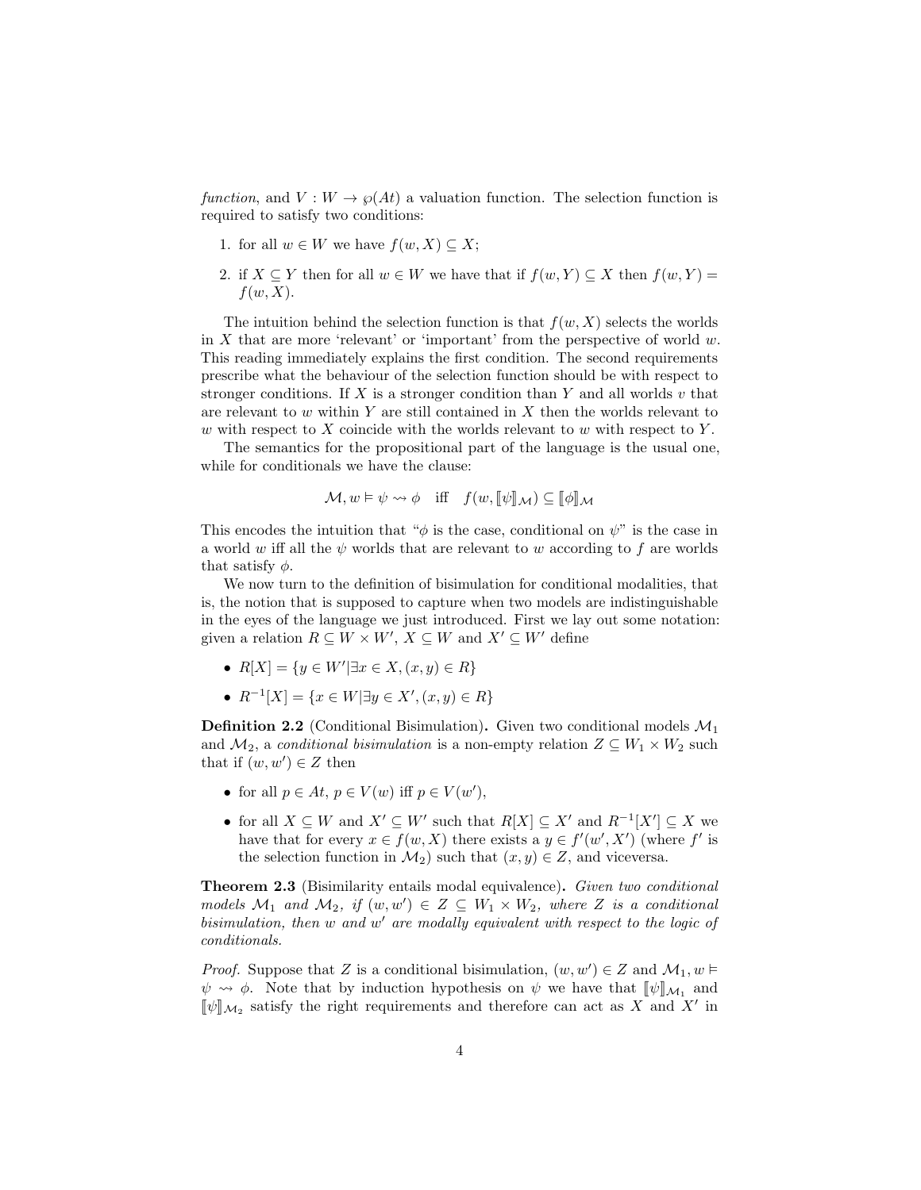*function*, and $V : W \to \wp(At)$ a valuation function. The selection function is required to satisfy two conditions:

1. for all $w \in W$ we have $f(w, X) \subseteq X$;
2. if $X \subseteq Y$ then for all $w \in W$ we have that if $f(w, Y) \subseteq X$ then $f(w, Y) = f(w, X)$.

The intuition behind the selection function is that $f(w, X)$ selects the worlds in $X$ that are more 'relevant' or 'important' from the perspective of world $w$. This reading immediately explains the first condition. The second requirements prescribe what the behaviour of the selection function should be with respect to stronger conditions. If $X$ is a stronger condition than $Y$ and all worlds $v$ that are relevant to $w$ within $Y$ are still contained in $X$ then the worlds relevant to $w$ with respect to $X$ coincide with the worlds relevant to $w$ with respect to $Y$.

The semantics for the propositional part of the language is the usual one, while for conditionals we have the clause:

$$\mathcal{M}, w \vDash \psi \rightsquigarrow \phi \quad \text{iff} \quad f(w, [\![\psi]\!]_{\mathcal{M}}) \subseteq [\![\phi]\!]_{\mathcal{M}}$$

This encodes the intuition that "$\phi$ is the case, conditional on $\psi$" is the case in a world $w$ iff all the $\psi$ worlds that are relevant to $w$ according to $f$ are worlds that satisfy $\phi$.

We now turn to the definition of bisimulation for conditional modalities, that is, the notion that is supposed to capture when two models are indistinguishable in the eyes of the language we just introduced. First we lay out some notation: given a relation $R \subseteq W \times W'$, $X \subseteq W$ and $X' \subseteq W'$ define

- $R[X] = \{y \in W' | \exists x \in X, (x, y) \in R\}$
- $R^{-1}[X] = \{x \in W | \exists y \in X', (x, y) \in R\}$

**Definition 2.2** (Conditional Bisimulation)**.** Given two conditional models $\mathcal{M}_1$ and $\mathcal{M}_2$, a *conditional bisimulation* is a non-empty relation $Z \subseteq W_1 \times W_2$ such that if $(w, w') \in Z$ then

- for all $p \in At$, $p \in V(w)$ iff $p \in V(w')$,
- for all $X \subseteq W$ and $X' \subseteq W'$ such that $R[X] \subseteq X'$ and $R^{-1}[X'] \subseteq X$ we have that for every $x \in f(w, X)$ there exists a $y \in f'(w', X')$ (where $f'$ is the selection function in $\mathcal{M}_2$) such that $(x, y) \in Z$, and viceversa.

**Theorem 2.3** (Bisimilarity entails modal equivalence)**.** *Given two conditional models $\mathcal{M}_1$ and $\mathcal{M}_2$, if $(w, w') \in Z \subseteq W_1 \times W_2$, where $Z$ is a conditional bisimulation, then $w$ and $w'$ are modally equivalent with respect to the logic of conditionals.*

*Proof.* Suppose that $Z$ is a conditional bisimulation, $(w, w') \in Z$ and $\mathcal{M}_1, w \vDash \psi \rightsquigarrow \phi$. Note that by induction hypothesis on $\psi$ we have that $[\![\psi]\!]_{\mathcal{M}_1}$ and $[\![\psi]\!]_{\mathcal{M}_2}$ satisfy the right requirements and therefore can act as $X$ and $X'$ in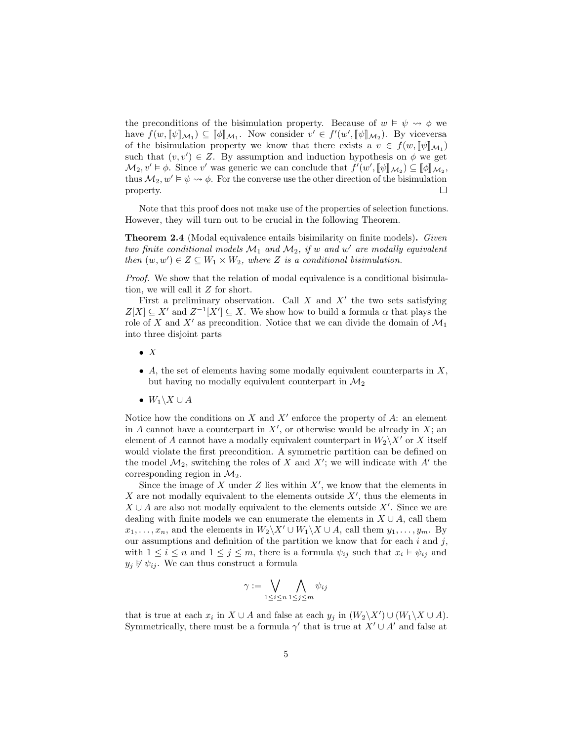the preconditions of the bisimulation property. Because of $w \vDash \psi \rightsquigarrow \phi$ we have $f(w, [\![\psi]\!]_{\mathcal{M}_1}) \subseteq [\![\phi]\!]_{\mathcal{M}_1}$. Now consider $v' \in f'(w', [\![\psi]\!]_{\mathcal{M}_2})$. By viceversa of the bisimulation property we know that there exists a $v \in f(w, [\![\psi]\!]_{\mathcal{M}_1})$ such that $(v, v') \in Z$. By assumption and induction hypothesis on $\phi$ we get $\mathcal{M}_2, v' \vDash \phi$. Since $v'$ was generic we can conclude that $f'(w', [\![\psi]\!]_{\mathcal{M}_2}) \subseteq [\![\phi]\!]_{\mathcal{M}_2}$, thus $\mathcal{M}_2, w' \vDash \psi \rightsquigarrow \phi$. For the converse use the other direction of the bisimulation property. □

Note that this proof does not make use of the properties of selection functions. However, they will turn out to be crucial in the following Theorem.

**Theorem 2.4** (Modal equivalence entails bisimilarity on finite models)**.** *Given two finite conditional models $\mathcal{M}_1$ and $\mathcal{M}_2$, if $w$ and $w'$ are modally equivalent then $(w, w') \in Z \subseteq W_1 \times W_2$, where $Z$ is a conditional bisimulation.*

*Proof.* We show that the relation of modal equivalence is a conditional bisimulation, we will call it $Z$ for short.

First a preliminary observation. Call $X$ and $X'$ the two sets satisfying $Z[X] \subseteq X'$ and $Z^{-1}[X'] \subseteq X$. We show how to build a formula $\alpha$ that plays the role of $X$ and $X'$ as precondition. Notice that we can divide the domain of $\mathcal{M}_1$ into three disjoint parts

- $X$
- $A$, the set of elements having some modally equivalent counterparts in $X$, but having no modally equivalent counterpart in $\mathcal{M}_2$
- $W_1 \backslash X \cup A$

Notice how the conditions on $X$ and $X'$ enforce the property of $A$: an element in $A$ cannot have a counterpart in $X'$, or otherwise would be already in $X$; an element of $A$ cannot have a modally equivalent counterpart in $W_2 \backslash X'$ or $X$ itself would violate the first precondition. A symmetric partition can be defined on the model $\mathcal{M}_2$, switching the roles of $X$ and $X'$; we will indicate with $A'$ the corresponding region in $\mathcal{M}_2$.

Since the image of $X$ under $Z$ lies within $X'$, we know that the elements in $X$ are not modally equivalent to the elements outside $X'$, thus the elements in $X \cup A$ are also not modally equivalent to the elements outside $X'$. Since we are dealing with finite models we can enumerate the elements in $X \cup A$, call them $x_1, \ldots, x_n$, and the elements in $W_2 \backslash X' \cup W_1 \backslash X \cup A$, call them $y_1, \ldots, y_m$. By our assumptions and definition of the partition we know that for each $i$ and $j$, with $1 \leq i \leq n$ and $1 \leq j \leq m$, there is a formula $\psi_{ij}$ such that $x_i \vDash \psi_{ij}$ and $y_j \nvDash \psi_{ij}$. We can thus construct a formula

$$\gamma := \bigvee_{1 \leq i \leq n} \bigwedge_{1 \leq j \leq m} \psi_{ij}$$

that is true at each $x_i$ in $X \cup A$ and false at each $y_j$ in $(W_2 \backslash X') \cup (W_1 \backslash X \cup A)$. Symmetrically, there must be a formula $\gamma'$ that is true at $X' \cup A'$ and false at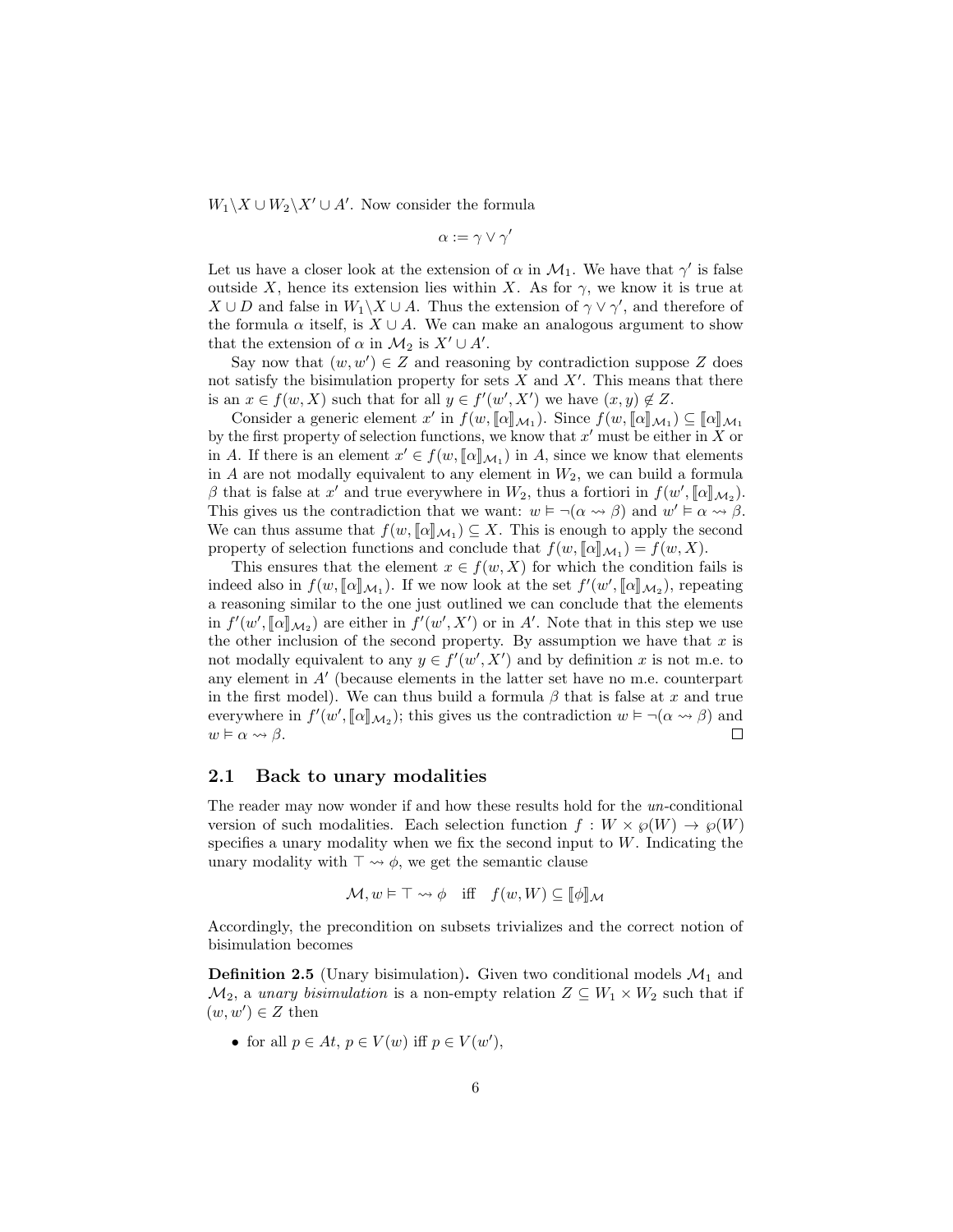$W_1 \backslash X \cup W_2 \backslash X' \cup A'$. Now consider the formula

$$\alpha := \gamma \vee \gamma'$$

Let us have a closer look at the extension of $\alpha$ in $\mathcal{M}_1$. We have that $\gamma'$ is false outside $X$, hence its extension lies within $X$. As for $\gamma$, we know it is true at $X \cup D$ and false in $W_1 \backslash X \cup A$. Thus the extension of $\gamma \vee \gamma'$, and therefore of the formula $\alpha$ itself, is $X \cup A$. We can make an analogous argument to show that the extension of $\alpha$ in $\mathcal{M}_2$ is $X' \cup A'$.

Say now that $(w, w') \in Z$ and reasoning by contradiction suppose $Z$ does not satisfy the bisimulation property for sets $X$ and $X'$. This means that there is an $x \in f(w, X)$ such that for all $y \in f'(w', X')$ we have $(x, y) \notin Z$.

Consider a generic element $x'$ in $f(w, [\![\alpha]\!]_{\mathcal{M}_1})$. Since $f(w, [\![\alpha]\!]_{\mathcal{M}_1}) \subseteq [\![\alpha]\!]_{\mathcal{M}_1}$ by the first property of selection functions, we know that $x'$ must be either in $X$ or in $A$. If there is an element $x' \in f(w, [\![\alpha]\!]_{\mathcal{M}_1})$ in $A$, since we know that elements in $A$ are not modally equivalent to any element in $W_2$, we can build a formula $\beta$ that is false at $x'$ and true everywhere in $W_2$, thus a fortiori in $f(w', [\![\alpha]\!]_{\mathcal{M}_2})$. This gives us the contradiction that we want: $w \vDash \neg(\alpha \rightsquigarrow \beta)$ and $w' \vDash \alpha \rightsquigarrow \beta$. We can thus assume that $f(w, [\![\alpha]\!]_{\mathcal{M}_1}) \subseteq X$. This is enough to apply the second property of selection functions and conclude that $f(w, [\![\alpha]\!]_{\mathcal{M}_1}) = f(w, X)$.

This ensures that the element $x \in f(w, X)$ for which the condition fails is indeed also in $f(w, [\![\alpha]\!]_{\mathcal{M}_1})$. If we now look at the set $f'(w', [\![\alpha]\!]_{\mathcal{M}_2})$, repeating a reasoning similar to the one just outlined we can conclude that the elements in $f'(w', [\![\alpha]\!]_{\mathcal{M}_2})$ are either in $f'(w', X')$ or in $A'$. Note that in this step we use the other inclusion of the second property. By assumption we have that $x$ is not modally equivalent to any $y \in f'(w', X')$ and by definition $x$ is not m.e. to any element in $A'$ (because elements in the latter set have no m.e. counterpart in the first model). We can thus build a formula $\beta$ that is false at $x$ and true everywhere in $f'(w', [\![\alpha]\!]_{\mathcal{M}_2})$; this gives us the contradiction $w \vDash \neg(\alpha \rightsquigarrow \beta)$ and $w \vDash \alpha \rightsquigarrow \beta$. □

## 2.1 Back to unary modalities

The reader may now wonder if and how these results hold for the *un*-conditional version of such modalities. Each selection function $f : W \times \wp(W) \to \wp(W)$ specifies a unary modality when we fix the second input to $W$. Indicating the unary modality with $\top \rightsquigarrow \phi$, we get the semantic clause

$$\mathcal{M}, w \vDash \top \rightsquigarrow \phi \quad \text{iff} \quad f(w, W) \subseteq [\![\phi]\!]_{\mathcal{M}}$$

Accordingly, the precondition on subsets trivializes and the correct notion of bisimulation becomes

**Definition 2.5** (Unary bisimulation)**.** Given two conditional models $\mathcal{M}_1$ and $\mathcal{M}_2$, a *unary bisimulation* is a non-empty relation $Z \subseteq W_1 \times W_2$ such that if $(w, w') \in Z$ then

- for all $p \in At$, $p \in V(w)$ iff $p \in V(w')$,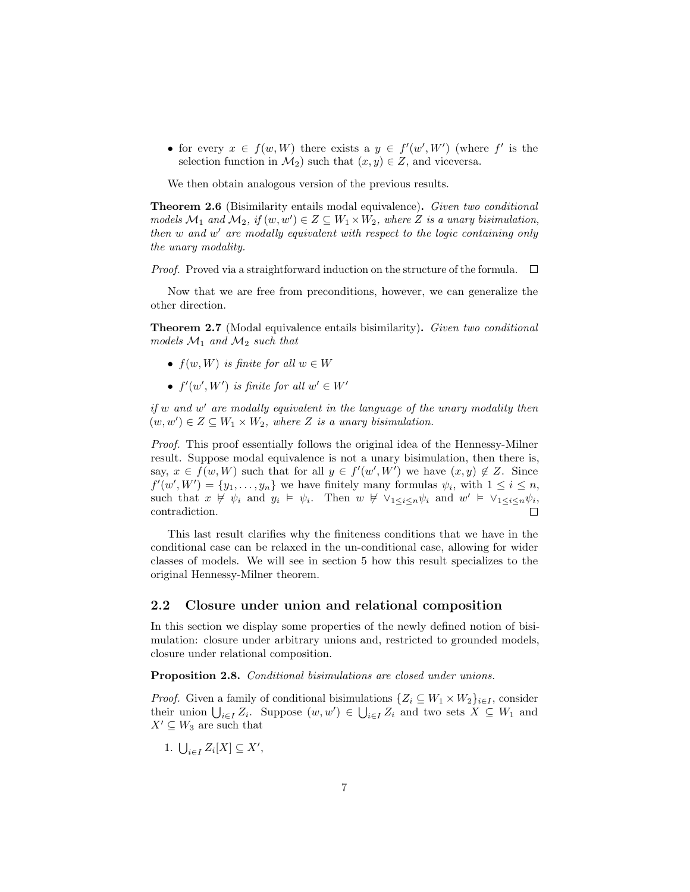- for every $x \in f(w, W)$ there exists a $y \in f'(w', W')$ (where $f'$ is the selection function in $\mathcal{M}_2$) such that $(x, y) \in Z$, and viceversa.

We then obtain analogous version of the previous results.

**Theorem 2.6** (Bisimilarity entails modal equivalence)**.** *Given two conditional models $\mathcal{M}_1$ and $\mathcal{M}_2$, if $(w, w') \in Z \subseteq W_1 \times W_2$, where $Z$ is a unary bisimulation, then $w$ and $w'$ are modally equivalent with respect to the logic containing only the unary modality.*

*Proof.* Proved via a straightforward induction on the structure of the formula. $\square$

Now that we are free from preconditions, however, we can generalize the other direction.

**Theorem 2.7** (Modal equivalence entails bisimilarity)**.** *Given two conditional models $\mathcal{M}_1$ and $\mathcal{M}_2$ such that*

- *$f(w, W)$ is finite for all $w \in W$*
- *$f'(w', W')$ is finite for all $w' \in W'$*

*if $w$ and $w'$ are modally equivalent in the language of the unary modality then $(w, w') \in Z \subseteq W_1 \times W_2$, where $Z$ is a unary bisimulation.*

*Proof.* This proof essentially follows the original idea of the Hennessy-Milner result. Suppose modal equivalence is not a unary bisimulation, then there is, say, $x \in f(w, W)$ such that for all $y \in f'(w', W')$ we have $(x, y) \notin Z$. Since $f'(w', W') = \{y_1, \ldots, y_n\}$ we have finitely many formulas $\psi_i$, with $1 \leq i \leq n$, such that $x \nvDash \psi_i$ and $y_i \vDash \psi_i$. Then $w \nvDash \vee_{1 \leq i \leq n} \psi_i$ and $w' \vDash \vee_{1 \leq i \leq n} \psi_i$, contradiction. $\square$

This last result clarifies why the finiteness conditions that we have in the conditional case can be relaxed in the un-conditional case, allowing for wider classes of models. We will see in section 5 how this result specializes to the original Hennessy-Milner theorem.

## 2.2 Closure under union and relational composition

In this section we display some properties of the newly defined notion of bisimulation: closure under arbitrary unions and, restricted to grounded models, closure under relational composition.

**Proposition 2.8.** *Conditional bisimulations are closed under unions.*

*Proof.* Given a family of conditional bisimulations $\{Z_i \subseteq W_1 \times W_2\}_{i \in I}$, consider their union $\bigcup_{i \in I} Z_i$. Suppose $(w, w') \in \bigcup_{i \in I} Z_i$ and two sets $X \subseteq W_1$ and $X' \subseteq W_3$ are such that

1. $\bigcup_{i \in I} Z_i[X] \subseteq X'$,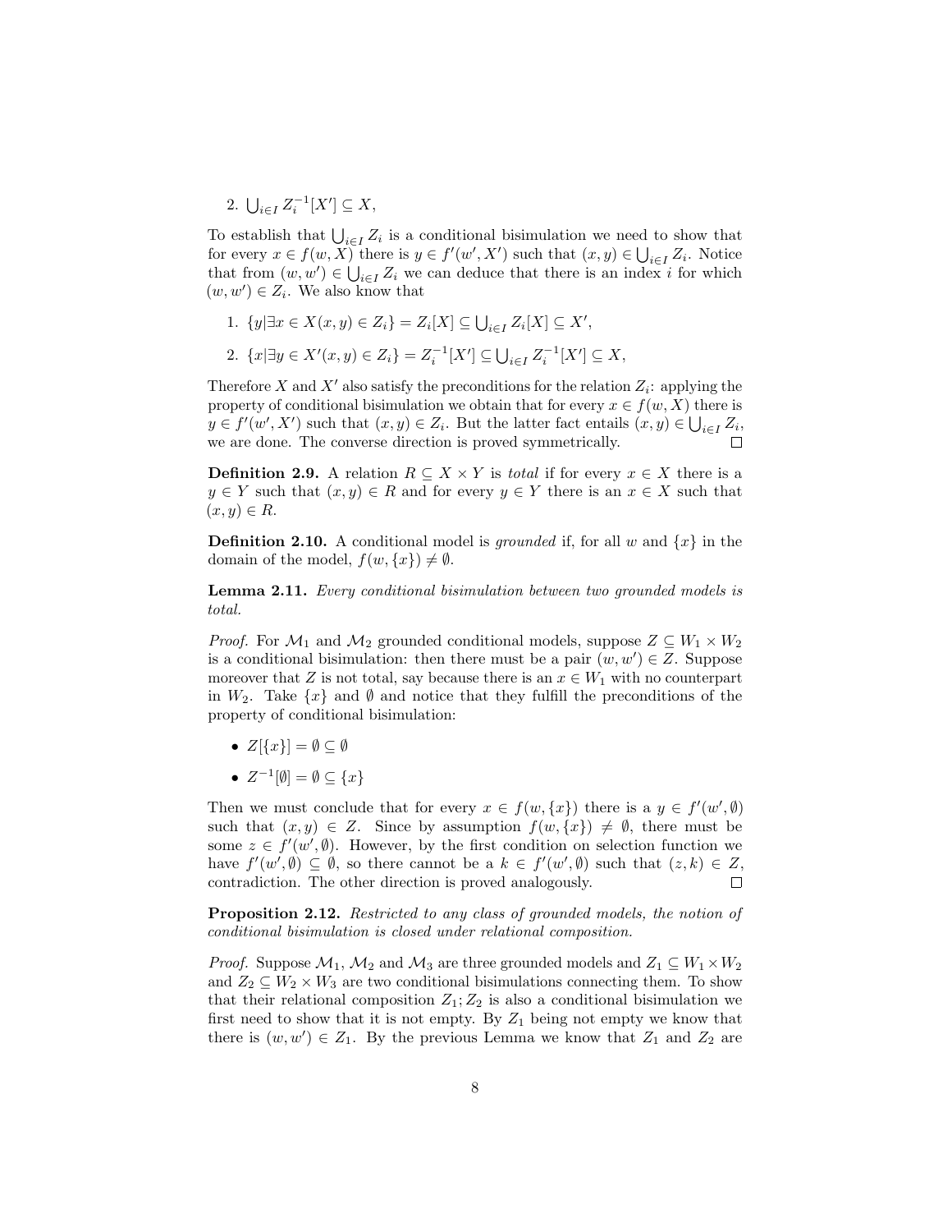2. $\bigcup_{i \in I} Z_i^{-1}[X'] \subseteq X$,

To establish that $\bigcup_{i \in I} Z_i$ is a conditional bisimulation we need to show that for every $x \in f(w, X)$ there is $y \in f'(w', X')$ such that $(x, y) \in \bigcup_{i \in I} Z_i$. Notice that from $(w, w') \in \bigcup_{i \in I} Z_i$ we can deduce that there is an index $i$ for which $(w, w') \in Z_i$. We also know that

1. $\{y | \exists x \in X (x, y) \in Z_i\} = Z_i[X] \subseteq \bigcup_{i \in I} Z_i[X] \subseteq X'$,
2. $\{x | \exists y \in X' (x, y) \in Z_i\} = Z_i^{-1}[X'] \subseteq \bigcup_{i \in I} Z_i^{-1}[X'] \subseteq X$,

Therefore $X$ and $X'$ also satisfy the preconditions for the relation $Z_i$: applying the property of conditional bisimulation we obtain that for every $x \in f(w, X)$ there is $y \in f'(w', X')$ such that $(x, y) \in Z_i$. But the latter fact entails $(x, y) \in \bigcup_{i \in I} Z_i$, we are done. The converse direction is proved symmetrically. □

**Definition 2.9.** A relation $R \subseteq X \times Y$ is *total* if for every $x \in X$ there is a $y \in Y$ such that $(x, y) \in R$ and for every $y \in Y$ there is an $x \in X$ such that $(x, y) \in R$.

**Definition 2.10.** A conditional model is *grounded* if, for all $w$ and $\{x\}$ in the domain of the model, $f(w, \{x\}) \neq \emptyset$.

**Lemma 2.11.** *Every conditional bisimulation between two grounded models is total.*

*Proof.* For $\mathcal{M}_1$ and $\mathcal{M}_2$ grounded conditional models, suppose $Z \subseteq W_1 \times W_2$ is a conditional bisimulation: then there must be a pair $(w, w') \in Z$. Suppose moreover that $Z$ is not total, say because there is an $x \in W_1$ with no counterpart in $W_2$. Take $\{x\}$ and $\emptyset$ and notice that they fulfill the preconditions of the property of conditional bisimulation:

- $Z[\{x\}] = \emptyset \subseteq \emptyset$
- $Z^{-1}[\emptyset] = \emptyset \subseteq \{x\}$

Then we must conclude that for every $x \in f(w, \{x\})$ there is a $y \in f'(w', \emptyset)$ such that $(x, y) \in Z$. Since by assumption $f(w, \{x\}) \neq \emptyset$, there must be some $z \in f'(w', \emptyset)$. However, by the first condition on selection function we have $f'(w', \emptyset) \subseteq \emptyset$, so there cannot be a $k \in f'(w', \emptyset)$ such that $(z, k) \in Z$, contradiction. The other direction is proved analogously. □

**Proposition 2.12.** *Restricted to any class of grounded models, the notion of conditional bisimulation is closed under relational composition.*

*Proof.* Suppose $\mathcal{M}_1$, $\mathcal{M}_2$ and $\mathcal{M}_3$ are three grounded models and $Z_1 \subseteq W_1 \times W_2$ and $Z_2 \subseteq W_2 \times W_3$ are two conditional bisimulations connecting them. To show that their relational composition $Z_1; Z_2$ is also a conditional bisimulation we first need to show that it is not empty. By $Z_1$ being not empty we know that there is $(w, w') \in Z_1$. By the previous Lemma we know that $Z_1$ and $Z_2$ are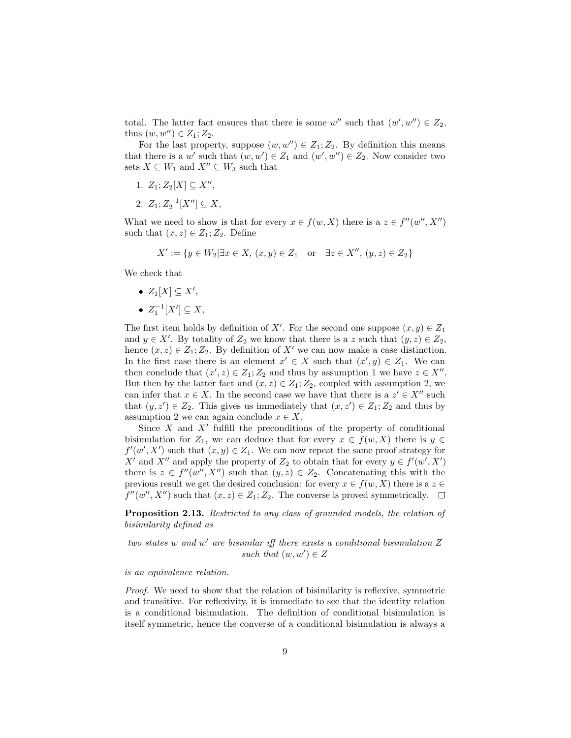total. The latter fact ensures that there is some $w''$ such that $(w', w'') \in Z_2$, thus $(w, w'') \in Z_1; Z_2$.

For the last property, suppose $(w, w'') \in Z_1; Z_2$. By definition this means that there is a $w'$ such that $(w, w') \in Z_1$ and $(w', w'') \in Z_2$. Now consider two sets $X \subseteq W_1$ and $X'' \subseteq W_3$ such that

1. $Z_1; Z_2[X] \subseteq X''$,
2. $Z_1; Z_2^{-1}[X''] \subseteq X$,

What we need to show is that for every $x \in f(w, X)$ there is a $z \in f''(w'', X'')$ such that $(x, z) \in Z_1; Z_2$. Define

$$X' := \{y \in W_2 | \exists x \in X, (x, y) \in Z_1 \quad \text{or} \quad \exists z \in X'', (y, z) \in Z_2\}$$

We check that

- $Z_1[X] \subseteq X'$,
- $Z_1^{-1}[X'] \subseteq X$,

The first item holds by definition of $X'$. For the second one suppose $(x, y) \in Z_1$ and $y \in X'$. By totality of $Z_2$ we know that there is a $z$ such that $(y, z) \in Z_2$, hence $(x, z) \in Z_1; Z_2$. By definition of $X'$ we can now make a case distinction. In the first case there is an element $x' \in X$ such that $(x', y) \in Z_1$. We can then conclude that $(x', z) \in Z_1; Z_2$ and thus by assumption 1 we have $z \in X''$. But then by the latter fact and $(x, z) \in Z_1; Z_2$, coupled with assumption 2, we can infer that $x \in X$. In the second case we have that there is a $z' \in X''$ such that $(y, z') \in Z_2$. This gives us immediately that $(x, z') \in Z_1; Z_2$ and thus by assumption 2 we can again conclude $x \in X$.

Since $X$ and $X'$ fulfill the preconditions of the property of conditional bisimulation for $Z_1$, we can deduce that for every $x \in f(w, X)$ there is $y \in f'(w', X')$ such that $(x, y) \in Z_1$. We can now repeat the same proof strategy for $X'$ and $X''$ and apply the property of $Z_2$ to obtain that for every $y \in f'(w', X')$ there is $z \in f''(w'', X'')$ such that $(y, z) \in Z_2$. Concatenating this with the previous result we get the desired conclusion: for every $x \in f(w, X)$ there is a $z \in f''(w'', X'')$ such that $(x, z) \in Z_1; Z_2$. The converse is proved symmetrically. $\square$

**Proposition 2.13.** *Restricted to any class of grounded models, the relation of bisimilarity defined as*

*two states $w$ and $w'$ are bisimilar iff there exists a conditional bisimulation $Z$ such that $(w, w') \in Z$*

*is an equivalence relation.*

*Proof.* We need to show that the relation of bisimilarity is reflexive, symmetric and transitive. For reflexivity, it is immediate to see that the identity relation is a conditional bisimulation. The definition of conditional bisimulation is itself symmetric, hence the converse of a conditional bisimulation is always a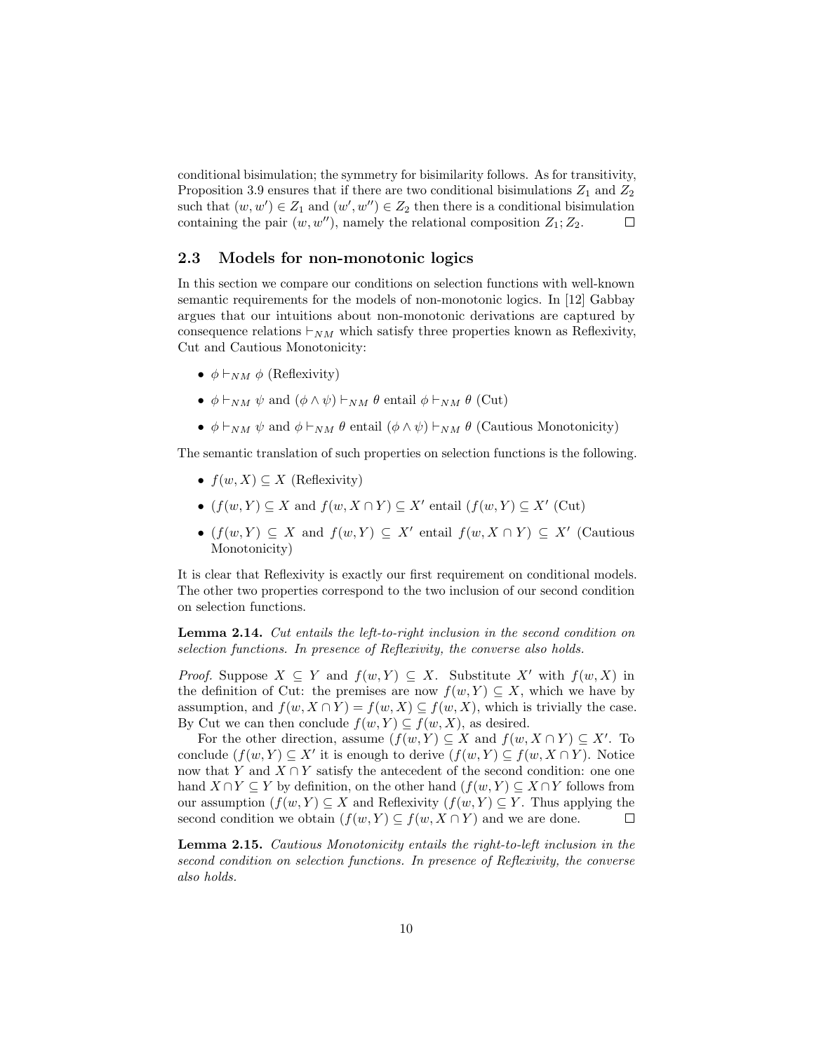conditional bisimulation; the symmetry for bisimilarity follows. As for transitivity, Proposition 3.9 ensures that if there are two conditional bisimulations $Z_1$ and $Z_2$ such that $(w, w') \in Z_1$ and $(w', w'') \in Z_2$ then there is a conditional bisimulation containing the pair $(w, w'')$, namely the relational composition $Z_1; Z_2$. $\square$

## 2.3 Models for non-monotonic logics

In this section we compare our conditions on selection functions with well-known semantic requirements for the models of non-monotonic logics. In [12] Gabbay argues that our intuitions about non-monotonic derivations are captured by consequence relations $\vdash_{NM}$ which satisfy three properties known as Reflexivity, Cut and Cautious Monotonicity:

- $\phi \vdash_{NM} \phi$ (Reflexivity)
- $\phi \vdash_{NM} \psi$ and $(\phi \wedge \psi) \vdash_{NM} \theta$ entail $\phi \vdash_{NM} \theta$ (Cut)
- $\phi \vdash_{NM} \psi$ and $\phi \vdash_{NM} \theta$ entail $(\phi \wedge \psi) \vdash_{NM} \theta$ (Cautious Monotonicity)

The semantic translation of such properties on selection functions is the following.

- $f(w, X) \subseteq X$ (Reflexivity)
- $(f(w, Y) \subseteq X$ and $f(w, X \cap Y) \subseteq X'$ entail $(f(w, Y) \subseteq X'$ (Cut)
- $(f(w, Y) \subseteq X$ and $f(w, Y) \subseteq X'$ entail $f(w, X \cap Y) \subseteq X'$ (Cautious Monotonicity)

It is clear that Reflexivity is exactly our first requirement on conditional models. The other two properties correspond to the two inclusion of our second condition on selection functions.

**Lemma 2.14.** *Cut entails the left-to-right inclusion in the second condition on selection functions. In presence of Reflexivity, the converse also holds.*

*Proof.* Suppose $X \subseteq Y$ and $f(w, Y) \subseteq X$. Substitute $X'$ with $f(w, X)$ in the definition of Cut: the premises are now $f(w, Y) \subseteq X$, which we have by assumption, and $f(w, X \cap Y) = f(w, X) \subseteq f(w, X)$, which is trivially the case. By Cut we can then conclude $f(w, Y) \subseteq f(w, X)$, as desired.

For the other direction, assume $(f(w, Y) \subseteq X$ and $f(w, X \cap Y) \subseteq X'$. To conclude $(f(w, Y) \subseteq X'$ it is enough to derive $(f(w, Y) \subseteq f(w, X \cap Y)$. Notice now that $Y$ and $X \cap Y$ satisfy the antecedent of the second condition: one one hand $X \cap Y \subseteq Y$ by definition, on the other hand $(f(w, Y) \subseteq X \cap Y$ follows from our assumption $(f(w, Y) \subseteq X$ and Reflexivity $(f(w, Y) \subseteq Y$. Thus applying the second condition we obtain $(f(w, Y) \subseteq f(w, X \cap Y)$ and we are done. $\square$

**Lemma 2.15.** *Cautious Monotonicity entails the right-to-left inclusion in the second condition on selection functions. In presence of Reflexivity, the converse also holds.*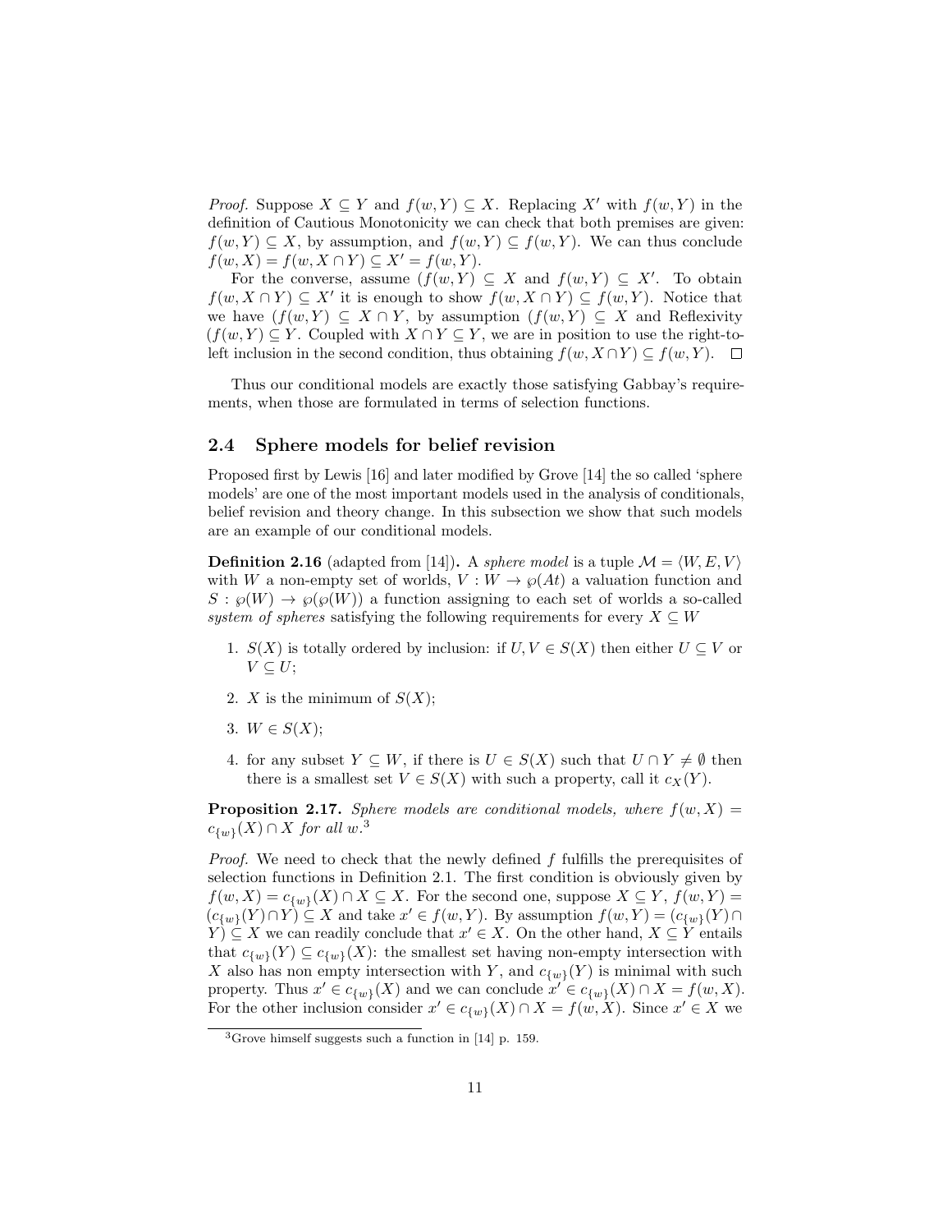*Proof.* Suppose $X \subseteq Y$ and $f(w,Y) \subseteq X$. Replacing $X'$ with $f(w,Y)$ in the definition of Cautious Monotonicity we can check that both premises are given: $f(w,Y) \subseteq X$, by assumption, and $f(w,Y) \subseteq f(w,Y)$. We can thus conclude $f(w,X) = f(w, X \cap Y) \subseteq X' = f(w,Y)$.

For the converse, assume $(f(w,Y) \subseteq X$ and $f(w,Y) \subseteq X'$. To obtain $f(w, X \cap Y) \subseteq X'$ it is enough to show $f(w, X \cap Y) \subseteq f(w,Y)$. Notice that we have $(f(w,Y) \subseteq X \cap Y$, by assumption $(f(w,Y) \subseteq X$ and Reflexivity $(f(w,Y) \subseteq Y$. Coupled with $X \cap Y \subseteq Y$, we are in position to use the right-to-left inclusion in the second condition, thus obtaining $f(w, X \cap Y) \subseteq f(w,Y)$. □

Thus our conditional models are exactly those satisfying Gabbay's requirements, when those are formulated in terms of selection functions.

## 2.4 Sphere models for belief revision

Proposed first by Lewis [16] and later modified by Grove [14] the so called 'sphere models' are one of the most important models used in the analysis of conditionals, belief revision and theory change. In this subsection we show that such models are an example of our conditional models.

**Definition 2.16** (adapted from [14])**.** A *sphere model* is a tuple $\mathcal{M} = \langle W, E, V \rangle$ with $W$ a non-empty set of worlds, $V : W \to \wp(At)$ a valuation function and $S : \wp(W) \to \wp(\wp(W))$ a function assigning to each set of worlds a so-called *system of spheres* satisfying the following requirements for every $X \subseteq W$

1. $S(X)$ is totally ordered by inclusion: if $U, V \in S(X)$ then either $U \subseteq V$ or $V \subseteq U$;
2. $X$ is the minimum of $S(X)$;
3. $W \in S(X)$;
4. for any subset $Y \subseteq W$, if there is $U \in S(X)$ such that $U \cap Y \neq \emptyset$ then there is a smallest set $V \in S(X)$ with such a property, call it $c_X(Y)$.

**Proposition 2.17.** *Sphere models are conditional models, where $f(w,X) = c_{\{w\}}(X) \cap X$ for all $w$.*[3]

*Proof.* We need to check that the newly defined $f$ fulfills the prerequisites of selection functions in Definition 2.1. The first condition is obviously given by $f(w,X) = c_{\{w\}}(X) \cap X \subseteq X$. For the second one, suppose $X \subseteq Y$, $f(w,Y) = (c_{\{w\}}(Y) \cap Y) \subseteq X$ and take $x' \in f(w,Y)$. By assumption $f(w,Y) = (c_{\{w\}}(Y) \cap Y) \subseteq X$ we can readily conclude that $x' \in X$. On the other hand, $X \subseteq Y$ entails that $c_{\{w\}}(Y) \subseteq c_{\{w\}}(X)$: the smallest set having non-empty intersection with $X$ also has non empty intersection with $Y$, and $c_{\{w\}}(Y)$ is minimal with such property. Thus $x' \in c_{\{w\}}(X)$ and we can conclude $x' \in c_{\{w\}}(X) \cap X = f(w,X)$. For the other inclusion consider $x' \in c_{\{w\}}(X) \cap X = f(w,X)$. Since $x' \in X$ we

[3] Grove himself suggests such a function in [14] p. 159.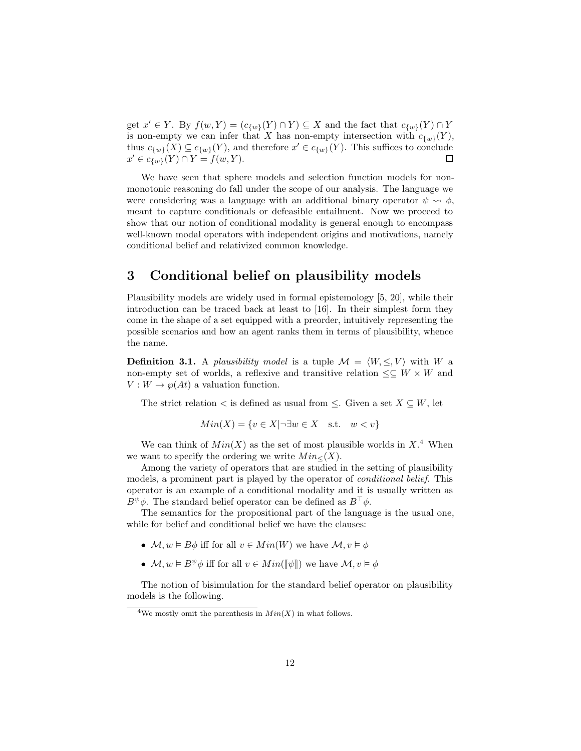get $x' \in Y$. By $f(w, Y) = (c_{\{w\}}(Y) \cap Y) \subseteq X$ and the fact that $c_{\{w\}}(Y) \cap Y$ is non-empty we can infer that $X$ has non-empty intersection with $c_{\{w\}}(Y)$, thus $c_{\{w\}}(X) \subseteq c_{\{w\}}(Y)$, and therefore $x' \in c_{\{w\}}(Y)$. This suffices to conclude $x' \in c_{\{w\}}(Y) \cap Y = f(w, Y)$. $\square$

We have seen that sphere models and selection function models for non-monotonic reasoning do fall under the scope of our analysis. The language we were considering was a language with an additional binary operator $\psi \rightsquigarrow \phi$, meant to capture conditionals or defeasible entailment. Now we proceed to show that our notion of conditional modality is general enough to encompass well-known modal operators with independent origins and motivations, namely conditional belief and relativized common knowledge.

# 3 Conditional belief on plausibility models

Plausibility models are widely used in formal epistemology [5, 20], while their introduction can be traced back at least to [16]. In their simplest form they come in the shape of a set equipped with a preorder, intuitively representing the possible scenarios and how an agent ranks them in terms of plausibility, whence the name.

**Definition 3.1.** A *plausibility model* is a tuple $\mathcal{M} = \langle W, \leq, V \rangle$ with $W$ a non-empty set of worlds, a reflexive and transitive relation $\leq \subseteq W \times W$ and $V : W \to \wp(At)$ a valuation function.

The strict relation $<$ is defined as usual from $\leq$. Given a set $X \subseteq W$, let

$$Min(X) = \{v \in X | \neg \exists w \in X \quad \text{s.t.} \quad w < v\}$$

We can think of $Min(X)$ as the set of most plausible worlds in $X$.[4] When we want to specify the ordering we write $Min_{\leq}(X)$.

Among the variety of operators that are studied in the setting of plausibility models, a prominent part is played by the operator of *conditional belief*. This operator is an example of a conditional modality and it is usually written as $B^{\psi}\phi$. The standard belief operator can be defined as $B^{\top}\phi$.

The semantics for the propositional part of the language is the usual one, while for belief and conditional belief we have the clauses:

- $\mathcal{M}, w \vDash B\phi$ iff for all $v \in Min(W)$ we have $\mathcal{M}, v \vDash \phi$
- $\mathcal{M}, w \vDash B^{\psi}\phi$ iff for all $v \in Min(\llbracket \psi \rrbracket)$ we have $\mathcal{M}, v \vDash \phi$

The notion of bisimulation for the standard belief operator on plausibility models is the following.

[4] We mostly omit the parenthesis in $Min(X)$ in what follows.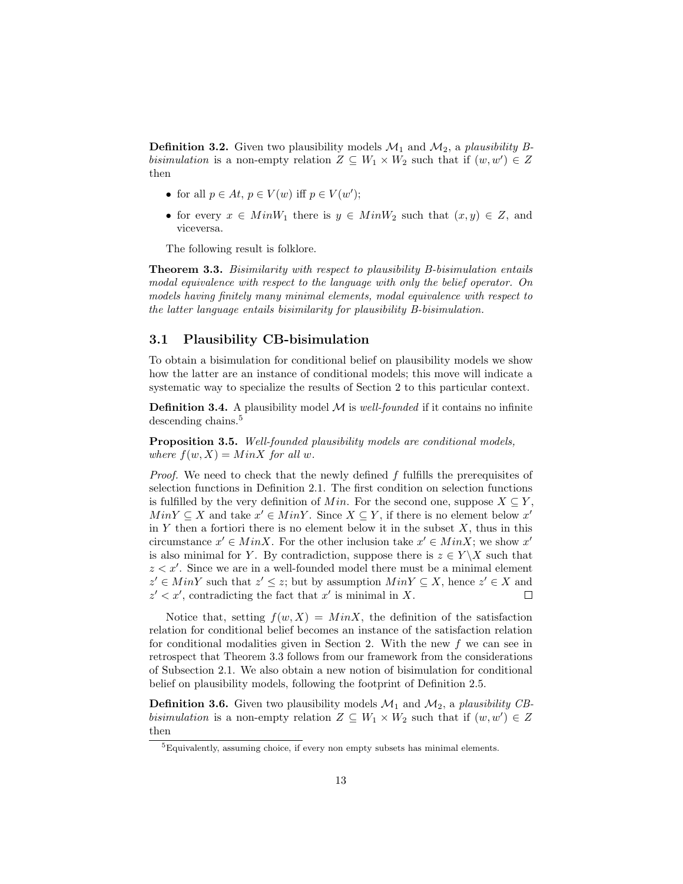**Definition 3.2.** Given two plausibility models $\mathcal{M}_1$ and $\mathcal{M}_2$, a *plausibility B-bisimulation* is a non-empty relation $Z \subseteq W_1 \times W_2$ such that if $(w, w') \in Z$ then

- for all $p \in At$, $p \in V(w)$ iff $p \in V(w')$;
- for every $x \in MinW_1$ there is $y \in MinW_2$ such that $(x, y) \in Z$, and viceversa.

The following result is folklore.

**Theorem 3.3.** *Bisimilarity with respect to plausibility B-bisimulation entails modal equivalence with respect to the language with only the belief operator. On models having finitely many minimal elements, modal equivalence with respect to the latter language entails bisimilarity for plausibility B-bisimulation.*

## 3.1 Plausibility CB-bisimulation

To obtain a bisimulation for conditional belief on plausibility models we show how the latter are an instance of conditional models; this move will indicate a systematic way to specialize the results of Section 2 to this particular context.

**Definition 3.4.** A plausibility model $\mathcal{M}$ is *well-founded* if it contains no infinite descending chains.[5]

**Proposition 3.5.** *Well-founded plausibility models are conditional models, where $f(w, X) = MinX$ for all $w$.*

*Proof.* We need to check that the newly defined $f$ fulfills the prerequisites of selection functions in Definition 2.1. The first condition on selection functions is fulfilled by the very definition of $Min$. For the second one, suppose $X \subseteq Y$, $MinY \subseteq X$ and take $x' \in MinY$. Since $X \subseteq Y$, if there is no element below $x'$ in $Y$ then a fortiori there is no element below it in the subset $X$, thus in this circumstance $x' \in MinX$. For the other inclusion take $x' \in MinX$; we show $x'$ is also minimal for $Y$. By contradiction, suppose there is $z \in Y \backslash X$ such that $z < x'$. Since we are in a well-founded model there must be a minimal element $z' \in MinY$ such that $z' \leq z$; but by assumption $MinY \subseteq X$, hence $z' \in X$ and $z' < x'$, contradicting the fact that $x'$ is minimal in $X$. □

Notice that, setting $f(w, X) = MinX$, the definition of the satisfaction relation for conditional belief becomes an instance of the satisfaction relation for conditional modalities given in Section 2. With the new $f$ we can see in retrospect that Theorem 3.3 follows from our framework from the considerations of Subsection 2.1. We also obtain a new notion of bisimulation for conditional belief on plausibility models, following the footprint of Definition 2.5.

**Definition 3.6.** Given two plausibility models $\mathcal{M}_1$ and $\mathcal{M}_2$, a *plausibility CB-bisimulation* is a non-empty relation $Z \subseteq W_1 \times W_2$ such that if $(w, w') \in Z$ then

[5] Equivalently, assuming choice, if every non empty subsets has minimal elements.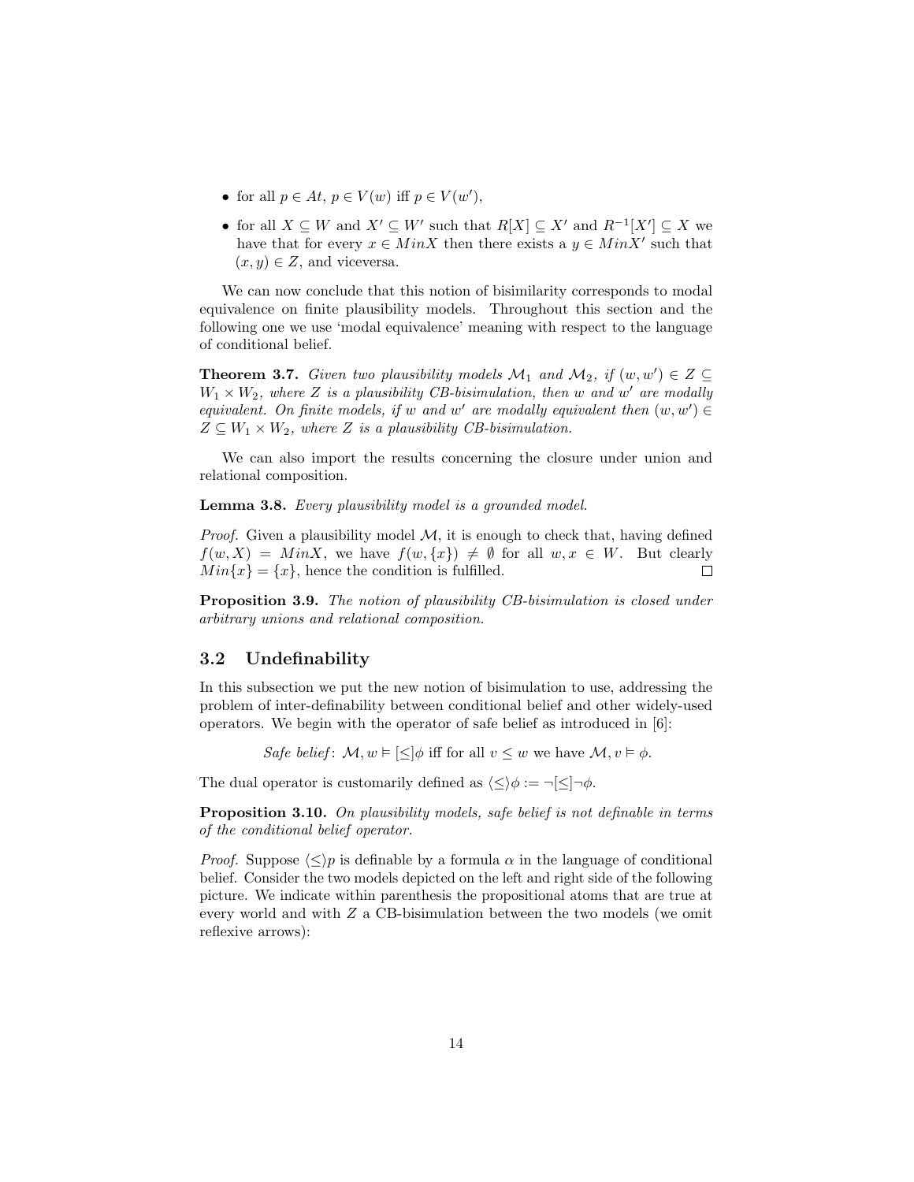- for all $p \in At$, $p \in V(w)$ iff $p \in V(w')$,
- for all $X \subseteq W$ and $X' \subseteq W'$ such that $R[X] \subseteq X'$ and $R^{-1}[X'] \subseteq X$ we have that for every $x \in MinX$ then there exists a $y \in MinX'$ such that $(x, y) \in Z$, and viceversa.

We can now conclude that this notion of bisimilarity corresponds to modal equivalence on finite plausibility models. Throughout this section and the following one we use 'modal equivalence' meaning with respect to the language of conditional belief.

**Theorem 3.7.** *Given two plausibility models $\mathcal{M}_1$ and $\mathcal{M}_2$, if $(w, w') \in Z \subseteq W_1 \times W_2$, where $Z$ is a plausibility CB-bisimulation, then $w$ and $w'$ are modally equivalent. On finite models, if $w$ and $w'$ are modally equivalent then $(w, w') \in Z \subseteq W_1 \times W_2$, where $Z$ is a plausibility CB-bisimulation.*

We can also import the results concerning the closure under union and relational composition.

**Lemma 3.8.** *Every plausibility model is a grounded model.*

*Proof.* Given a plausibility model $\mathcal{M}$, it is enough to check that, having defined $f(w, X) = MinX$, we have $f(w, \{x\}) \neq \emptyset$ for all $w, x \in W$. But clearly $Min\{x\} = \{x\}$, hence the condition is fulfilled. □

**Proposition 3.9.** *The notion of plausibility CB-bisimulation is closed under arbitrary unions and relational composition.*

## 3.2 Undefinability

In this subsection we put the new notion of bisimulation to use, addressing the problem of inter-definability between conditional belief and other widely-used operators. We begin with the operator of safe belief as introduced in [6]:

*Safe belief*: $\mathcal{M}, w \vDash [\leq]\phi$ iff for all $v \leq w$ we have $\mathcal{M}, v \vDash \phi$.

The dual operator is customarily defined as $\langle\leq\rangle\phi := \neg[\leq]\neg\phi$.

**Proposition 3.10.** *On plausibility models, safe belief is not definable in terms of the conditional belief operator.*

*Proof.* Suppose $\langle\leq\rangle p$ is definable by a formula $\alpha$ in the language of conditional belief. Consider the two models depicted on the left and right side of the following picture. We indicate within parenthesis the propositional atoms that are true at every world and with $Z$ a CB-bisimulation between the two models (we omit reflexive arrows):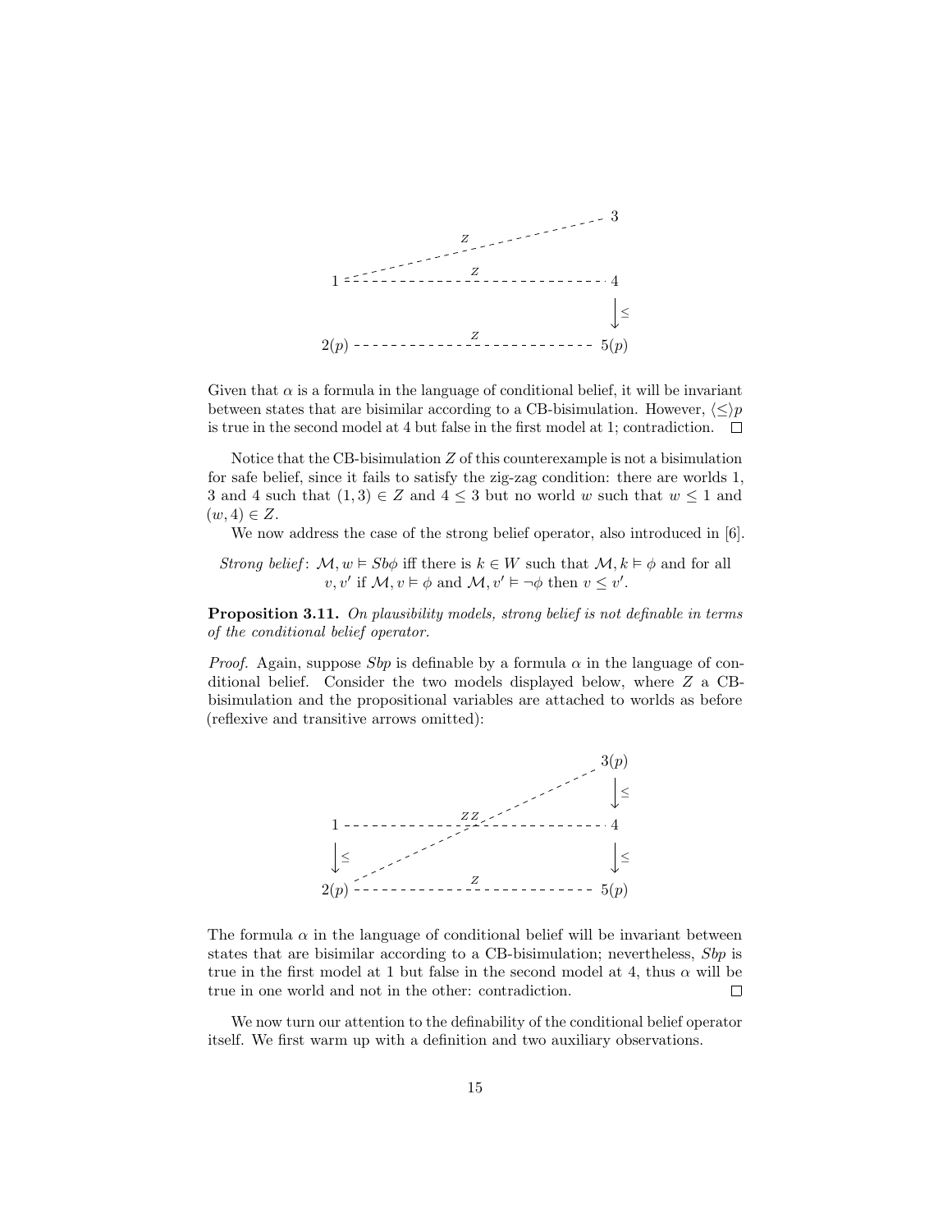Given that $\alpha$ is a formula in the language of conditional belief, it will be invariant between states that are bisimilar according to a CB-bisimulation. However, $\langle \leq \rangle p$ is true in the second model at 4 but false in the first model at 1; contradiction. $\square$

Notice that the CB-bisimulation $Z$ of this counterexample is not a bisimulation for safe belief, since it fails to satisfy the zig-zag condition: there are worlds 1, 3 and 4 such that $(1, 3) \in Z$ and $4 \leq 3$ but no world $w$ such that $w \leq 1$ and $(w, 4) \in Z$.

We now address the case of the strong belief operator, also introduced in [6].

*Strong belief*: $\mathcal{M}, w \vDash Sb\phi$ iff there is $k \in W$ such that $\mathcal{M}, k \vDash \phi$ and for all $v, v'$ if $\mathcal{M}, v \vDash \phi$ and $\mathcal{M}, v' \vDash \neg\phi$ then $v \leq v'$.

**Proposition 3.11.** *On plausibility models, strong belief is not definable in terms of the conditional belief operator.*

*Proof.* Again, suppose $Sbp$ is definable by a formula $\alpha$ in the language of conditional belief. Consider the two models displayed below, where $Z$ a CB-bisimulation and the propositional variables are attached to worlds as before (reflexive and transitive arrows omitted):

The formula $\alpha$ in the language of conditional belief will be invariant between states that are bisimilar according to a CB-bisimulation; nevertheless, $Sbp$ is true in the first model at 1 but false in the second model at 4, thus $\alpha$ will be true in one world and not in the other: contradiction. $\square$

We now turn our attention to the definability of the conditional belief operator itself. We first warm up with a definition and two auxiliary observations.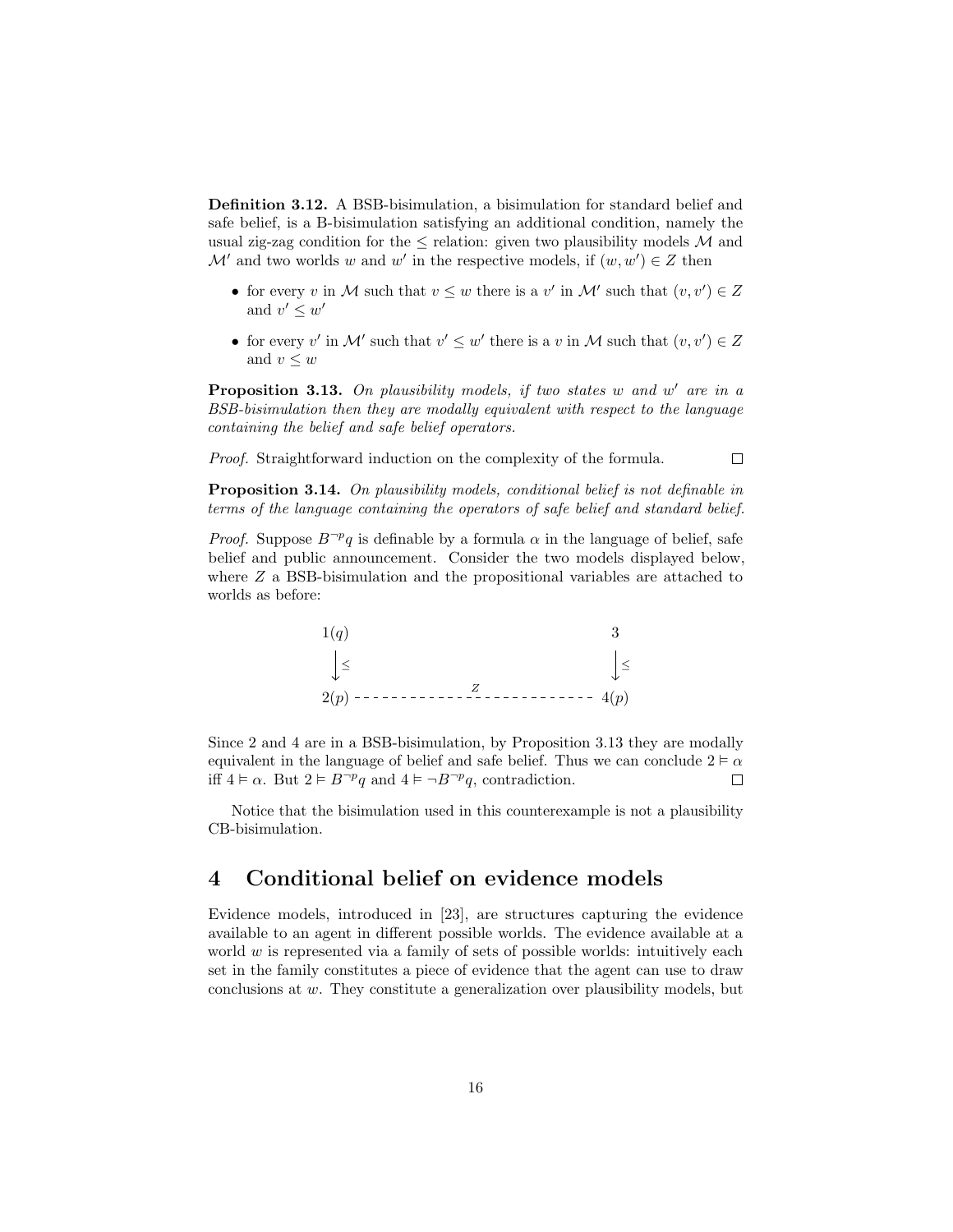**Definition 3.12.** A BSB-bisimulation, a bisimulation for standard belief and safe belief, is a B-bisimulation satisfying an additional condition, namely the usual zig-zag condition for the $\leq$ relation: given two plausibility models $\mathcal{M}$ and $\mathcal{M}'$ and two worlds $w$ and $w'$ in the respective models, if $(w, w') \in Z$ then

- for every $v$ in $\mathcal{M}$ such that $v \leq w$ there is a $v'$ in $\mathcal{M}'$ such that $(v, v') \in Z$ and $v' \leq w'$
- for every $v'$ in $\mathcal{M}'$ such that $v' \leq w'$ there is a $v$ in $\mathcal{M}$ such that $(v, v') \in Z$ and $v \leq w$

**Proposition 3.13.** *On plausibility models, if two states $w$ and $w'$ are in a BSB-bisimulation then they are modally equivalent with respect to the language containing the belief and safe belief operators.*

*Proof.* Straightforward induction on the complexity of the formula. $\square$

**Proposition 3.14.** *On plausibility models, conditional belief is not definable in terms of the language containing the operators of safe belief and standard belief.*

*Proof.* Suppose $B^{\neg p}q$ is definable by a formula $\alpha$ in the language of belief, safe belief and public announcement. Consider the two models displayed below, where $Z$ a BSB-bisimulation and the propositional variables are attached to worlds as before:

$$
\begin{array}{ccc}
1(q) & & 3 \\
\downarrow \leq & & \downarrow \leq \\
2(p) & \overset{Z}{\text{- - - - - - - - - - - -}} & 4(p)
\end{array}
$$

Since 2 and 4 are in a BSB-bisimulation, by Proposition 3.13 they are modally equivalent in the language of belief and safe belief. Thus we can conclude $2 \vDash \alpha$ iff $4 \vDash \alpha$. But $2 \vDash B^{\neg p}q$ and $4 \vDash \neg B^{\neg p}q$, contradiction. $\square$

Notice that the bisimulation used in this counterexample is not a plausibility CB-bisimulation.

## 4 Conditional belief on evidence models

Evidence models, introduced in [23], are structures capturing the evidence available to an agent in different possible worlds. The evidence available at a world $w$ is represented via a family of sets of possible worlds: intuitively each set in the family constitutes a piece of evidence that the agent can use to draw conclusions at $w$. They constitute a generalization over plausibility models, but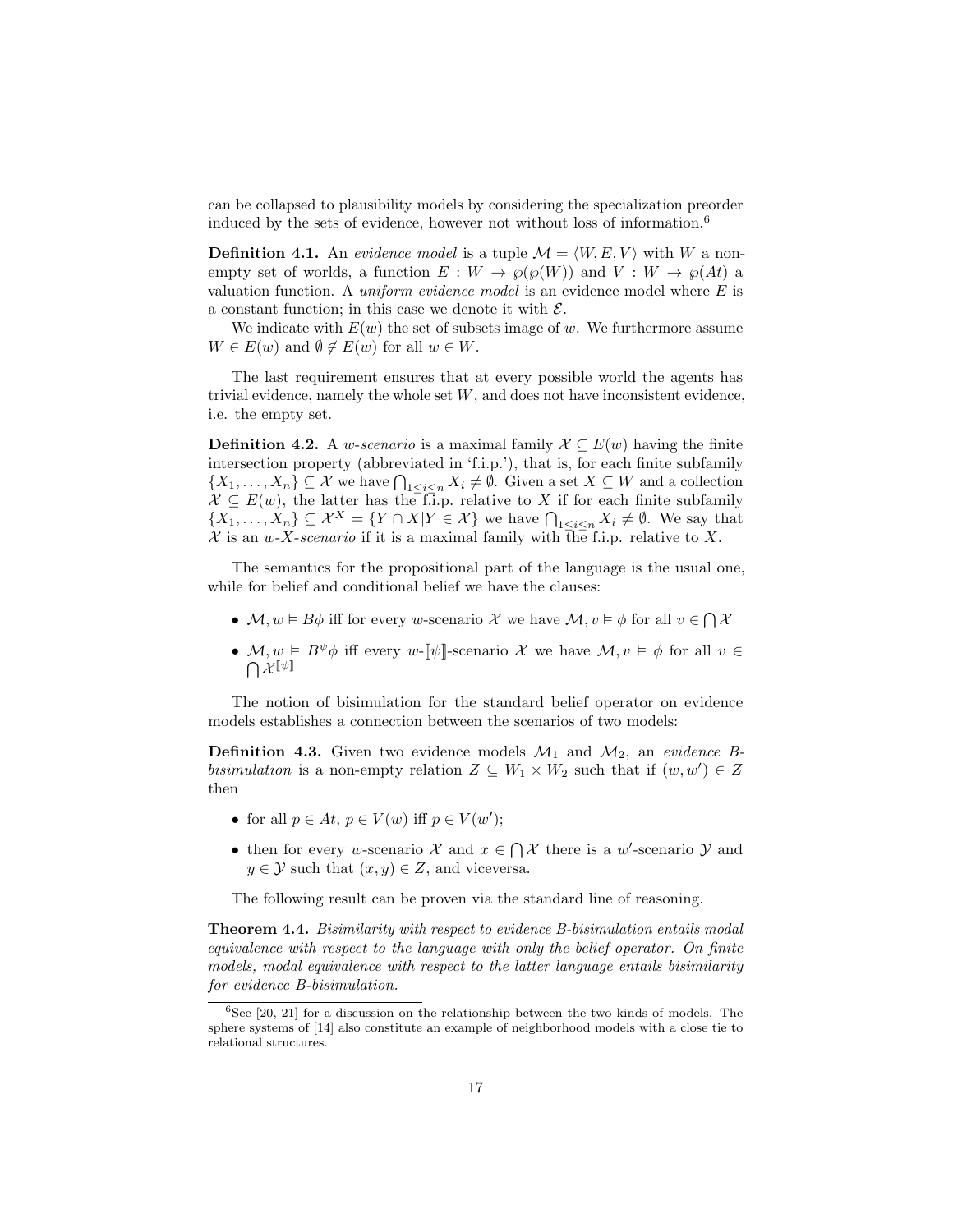can be collapsed to plausibility models by considering the specialization preorder induced by the sets of evidence, however not without loss of information.[6]

**Definition 4.1.** An *evidence model* is a tuple $\mathcal{M} = \langle W, E, V \rangle$ with $W$ a non-empty set of worlds, a function $E : W \to \wp(\wp(W))$ and $V : W \to \wp(At)$ a valuation function. A *uniform evidence model* is an evidence model where $E$ is a constant function; in this case we denote it with $\mathcal{E}$.

We indicate with $E(w)$ the set of subsets image of $w$. We furthermore assume $W \in E(w)$ and $\emptyset \notin E(w)$ for all $w \in W$.

The last requirement ensures that at every possible world the agents has trivial evidence, namely the whole set $W$, and does not have inconsistent evidence, i.e. the empty set.

**Definition 4.2.** A *w-scenario* is a maximal family $\mathcal{X} \subseteq E(w)$ having the finite intersection property (abbreviated in 'f.i.p.'), that is, for each finite subfamily $\{X_1, \ldots, X_n\} \subseteq \mathcal{X}$ we have $\bigcap_{1 \leq i \leq n} X_i \neq \emptyset$. Given a set $X \subseteq W$ and a collection $\mathcal{X} \subseteq E(w)$, the latter has the f.i.p. relative to $X$ if for each finite subfamily $\{X_1, \ldots, X_n\} \subseteq \mathcal{X}^X = \{Y \cap X | Y \in \mathcal{X}\}$ we have $\bigcap_{1 \leq i \leq n} X_i \neq \emptyset$. We say that $\mathcal{X}$ is an *w-X-scenario* if it is a maximal family with the f.i.p. relative to $X$.

The semantics for the propositional part of the language is the usual one, while for belief and conditional belief we have the clauses:

- $\mathcal{M}, w \vDash B\phi$ iff for every $w$-scenario $\mathcal{X}$ we have $\mathcal{M}, v \vDash \phi$ for all $v \in \bigcap \mathcal{X}$
- $\mathcal{M}, w \vDash B^{\psi}\phi$ iff every $w$-$[\![\psi]\!]$-scenario $\mathcal{X}$ we have $\mathcal{M}, v \vDash \phi$ for all $v \in \bigcap \mathcal{X}^{[\![\psi]\!]}$

The notion of bisimulation for the standard belief operator on evidence models establishes a connection between the scenarios of two models:

**Definition 4.3.** Given two evidence models $\mathcal{M}_1$ and $\mathcal{M}_2$, an *evidence B-bisimulation* is a non-empty relation $Z \subseteq W_1 \times W_2$ such that if $(w, w') \in Z$ then

- for all $p \in At$, $p \in V(w)$ iff $p \in V(w')$;
- then for every $w$-scenario $\mathcal{X}$ and $x \in \bigcap \mathcal{X}$ there is a $w'$-scenario $\mathcal{Y}$ and $y \in \mathcal{Y}$ such that $(x, y) \in Z$, and viceversa.

The following result can be proven via the standard line of reasoning.

**Theorem 4.4.** *Bisimilarity with respect to evidence B-bisimulation entails modal equivalence with respect to the language with only the belief operator. On finite models, modal equivalence with respect to the latter language entails bisimilarity for evidence B-bisimulation.*

[6] See [20, 21] for a discussion on the relationship between the two kinds of models. The sphere systems of [14] also constitute an example of neighborhood models with a close tie to relational structures.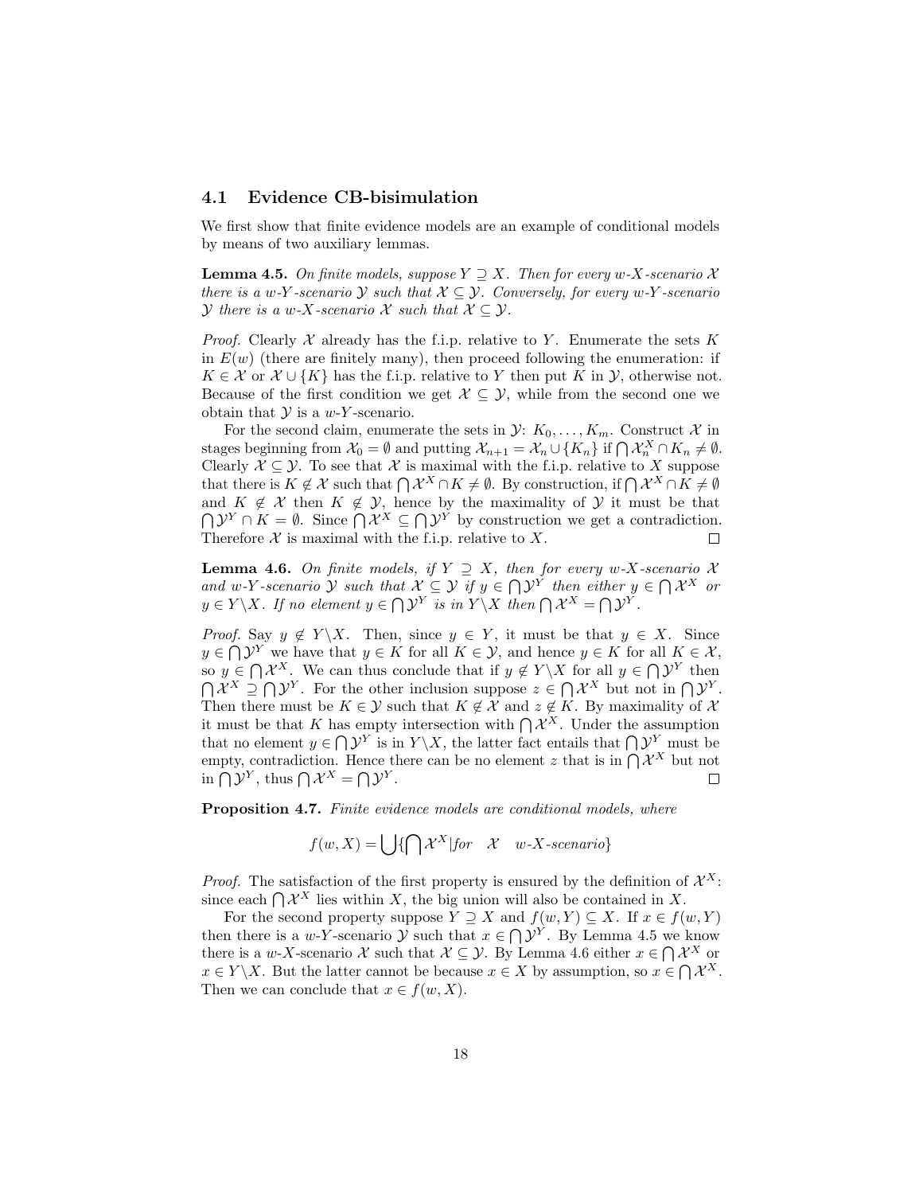### 4.1 Evidence CB-bisimulation

We first show that finite evidence models are an example of conditional models by means of two auxiliary lemmas.

**Lemma 4.5.** *On finite models, suppose $Y \supseteq X$. Then for every w-X-scenario $\mathcal{X}$ there is a w-Y-scenario $\mathcal{Y}$ such that $\mathcal{X} \subseteq \mathcal{Y}$. Conversely, for every w-Y-scenario $\mathcal{Y}$ there is a w-X-scenario $\mathcal{X}$ such that $\mathcal{X} \subseteq \mathcal{Y}$.*

*Proof.* Clearly $\mathcal{X}$ already has the f.i.p. relative to $Y$. Enumerate the sets $K$ in $E(w)$ (there are finitely many), then proceed following the enumeration: if $K \in \mathcal{X}$ or $\mathcal{X} \cup \{K\}$ has the f.i.p. relative to $Y$ then put $K$ in $\mathcal{Y}$, otherwise not. Because of the first condition we get $\mathcal{X} \subseteq \mathcal{Y}$, while from the second one we obtain that $\mathcal{Y}$ is a $w$-$Y$-scenario.

For the second claim, enumerate the sets in $\mathcal{Y}$: $K_0, \ldots, K_m$. Construct $\mathcal{X}$ in stages beginning from $\mathcal{X}_0 = \emptyset$ and putting $\mathcal{X}_{n+1} = \mathcal{X}_n \cup \{K_n\}$ if $\bigcap \mathcal{X}_n^X \cap K_n \neq \emptyset$. Clearly $\mathcal{X} \subseteq \mathcal{Y}$. To see that $\mathcal{X}$ is maximal with the f.i.p. relative to $X$ suppose that there is $K \notin \mathcal{X}$ such that $\bigcap \mathcal{X}^X \cap K \neq \emptyset$. By construction, if $\bigcap \mathcal{X}^X \cap K \neq \emptyset$ and $K \notin \mathcal{X}$ then $K \notin \mathcal{Y}$, hence by the maximality of $\mathcal{Y}$ it must be that $\bigcap \mathcal{Y}^Y \cap K = \emptyset$. Since $\bigcap \mathcal{X}^X \subseteq \bigcap \mathcal{Y}^Y$ by construction we get a contradiction. Therefore $\mathcal{X}$ is maximal with the f.i.p. relative to $X$. $\square$

**Lemma 4.6.** *On finite models, if $Y \supseteq X$, then for every w-X-scenario $\mathcal{X}$ and w-Y-scenario $\mathcal{Y}$ such that $\mathcal{X} \subseteq \mathcal{Y}$ if $y \in \bigcap \mathcal{Y}^Y$ then either $y \in \bigcap \mathcal{X}^X$ or $y \in Y \backslash X$. If no element $y \in \bigcap \mathcal{Y}^Y$ is in $Y \backslash X$ then $\bigcap \mathcal{X}^X = \bigcap \mathcal{Y}^Y$.*

*Proof.* Say $y \notin Y \backslash X$. Then, since $y \in Y$, it must be that $y \in X$. Since $y \in \bigcap \mathcal{Y}^Y$ we have that $y \in K$ for all $K \in \mathcal{Y}$, and hence $y \in K$ for all $K \in \mathcal{X}$, so $y \in \bigcap \mathcal{X}^X$. We can thus conclude that if $y \notin Y \backslash X$ for all $y \in \bigcap \mathcal{Y}^Y$ then $\bigcap \mathcal{X}^X \supseteq \bigcap \mathcal{Y}^Y$. For the other inclusion suppose $z \in \bigcap \mathcal{X}^X$ but not in $\bigcap \mathcal{Y}^Y$. Then there must be $K \in \mathcal{Y}$ such that $K \notin \mathcal{X}$ and $z \notin K$. By maximality of $\mathcal{X}$ it must be that $K$ has empty intersection with $\bigcap \mathcal{X}^X$. Under the assumption that no element $y \in \bigcap \mathcal{Y}^Y$ is in $Y \backslash X$, the latter fact entails that $\bigcap \mathcal{Y}^Y$ must be empty, contradiction. Hence there can be no element $z$ that is in $\bigcap \mathcal{X}^X$ but not in $\bigcap \mathcal{Y}^Y$, thus $\bigcap \mathcal{X}^X = \bigcap \mathcal{Y}^Y$. $\square$

**Proposition 4.7.** *Finite evidence models are conditional models, where*

$$f(w, X) = \bigcup \{ \bigcap \mathcal{X}^X | \textit{for} \quad \mathcal{X} \quad \textit{w-X-scenario} \}$$

*Proof.* The satisfaction of the first property is ensured by the definition of $\mathcal{X}^X$: since each $\bigcap \mathcal{X}^X$ lies within $X$, the big union will also be contained in $X$.

For the second property suppose $Y \supseteq X$ and $f(w, Y) \subseteq X$. If $x \in f(w, Y)$ then there is a $w$-$Y$-scenario $\mathcal{Y}$ such that $x \in \bigcap \mathcal{Y}^Y$. By Lemma 4.5 we know there is a $w$-$X$-scenario $\mathcal{X}$ such that $\mathcal{X} \subseteq \mathcal{Y}$. By Lemma 4.6 either $x \in \bigcap \mathcal{X}^X$ or $x \in Y \backslash X$. But the latter cannot be because $x \in X$ by assumption, so $x \in \bigcap \mathcal{X}^X$. Then we can conclude that $x \in f(w, X)$.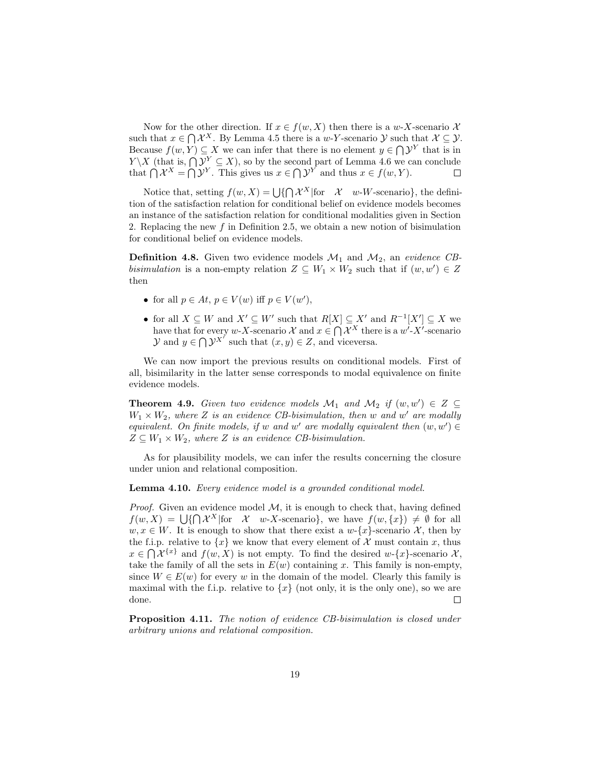Now for the other direction. If $x \in f(w, X)$ then there is a $w$-$X$-scenario $\mathcal{X}$ such that $x \in \bigcap \mathcal{X}^X$. By Lemma 4.5 there is a $w$-$Y$-scenario $\mathcal{Y}$ such that $\mathcal{X} \subseteq \mathcal{Y}$. Because $f(w, Y) \subseteq X$ we can infer that there is no element $y \in \bigcap \mathcal{Y}^Y$ that is in $Y \backslash X$ (that is, $\bigcap \mathcal{Y}^Y \subseteq X$), so by the second part of Lemma 4.6 we can conclude that $\bigcap \mathcal{X}^X = \bigcap \mathcal{Y}^Y$. This gives us $x \in \bigcap \mathcal{Y}^Y$ and thus $x \in f(w, Y)$. $\square$

Notice that, setting $f(w, X) = \bigcup \{\bigcap \mathcal{X}^X | \text{for} \quad \mathcal{X} \quad w\text{-}W\text{-scenario}\}$, the definition of the satisfaction relation for conditional belief on evidence models becomes an instance of the satisfaction relation for conditional modalities given in Section 2. Replacing the new $f$ in Definition 2.5, we obtain a new notion of bisimulation for conditional belief on evidence models.

**Definition 4.8.** Given two evidence models $\mathcal{M}_1$ and $\mathcal{M}_2$, an *evidence CB-bisimulation* is a non-empty relation $Z \subseteq W_1 \times W_2$ such that if $(w, w') \in Z$ then

- for all $p \in At$, $p \in V(w)$ iff $p \in V(w')$,
- for all $X \subseteq W$ and $X' \subseteq W'$ such that $R[X] \subseteq X'$ and $R^{-1}[X'] \subseteq X$ we have that for every $w$-$X$-scenario $\mathcal{X}$ and $x \in \bigcap \mathcal{X}^X$ there is a $w'$-$X'$-scenario $\mathcal{Y}$ and $y \in \bigcap \mathcal{Y}^{X'}$ such that $(x, y) \in Z$, and viceversa.

We can now import the previous results on conditional models. First of all, bisimilarity in the latter sense corresponds to modal equivalence on finite evidence models.

**Theorem 4.9.** *Given two evidence models $\mathcal{M}_1$ and $\mathcal{M}_2$ if $(w, w') \in Z \subseteq W_1 \times W_2$, where $Z$ is an evidence CB-bisimulation, then $w$ and $w'$ are modally equivalent. On finite models, if $w$ and $w'$ are modally equivalent then $(w, w') \in Z \subseteq W_1 \times W_2$, where $Z$ is an evidence CB-bisimulation.*

As for plausibility models, we can infer the results concerning the closure under union and relational composition.

**Lemma 4.10.** *Every evidence model is a grounded conditional model.*

*Proof.* Given an evidence model $\mathcal{M}$, it is enough to check that, having defined $f(w, X) = \bigcup \{\bigcap \mathcal{X}^X | \text{for} \quad \mathcal{X} \quad w\text{-}X\text{-scenario}\}$, we have $f(w, \{x\}) \neq \emptyset$ for all $w, x \in W$. It is enough to show that there exist a $w$-$\{x\}$-scenario $\mathcal{X}$, then by the f.i.p. relative to $\{x\}$ we know that every element of $\mathcal{X}$ must contain $x$, thus $x \in \bigcap \mathcal{X}^{\{x\}}$ and $f(w, X)$ is not empty. To find the desired $w$-$\{x\}$-scenario $\mathcal{X}$, take the family of all the sets in $E(w)$ containing $x$. This family is non-empty, since $W \in E(w)$ for every $w$ in the domain of the model. Clearly this family is maximal with the f.i.p. relative to $\{x\}$ (not only, it is the only one), so we are done. $\square$

**Proposition 4.11.** *The notion of evidence CB-bisimulation is closed under arbitrary unions and relational composition.*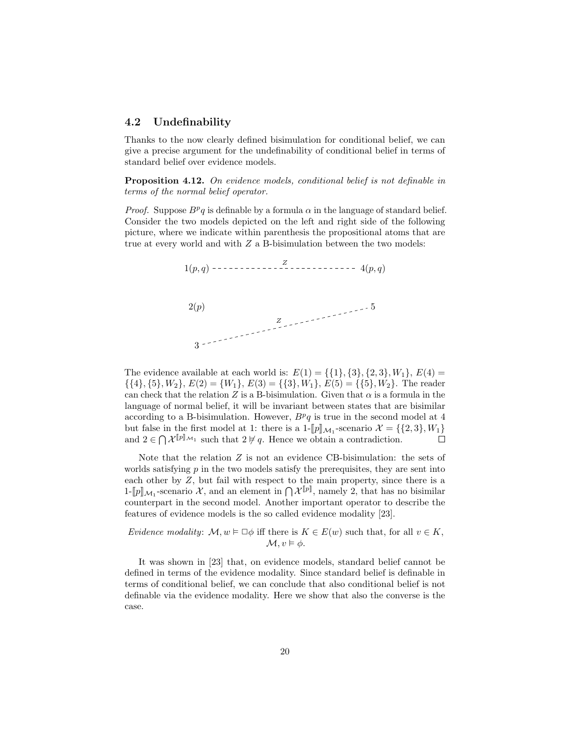## 4.2 Undefinability

Thanks to the now clearly defined bisimulation for conditional belief, we can give a precise argument for the undefinability of conditional belief in terms of standard belief over evidence models.

**Proposition 4.12.** *On evidence models, conditional belief is not definable in terms of the normal belief operator.*

*Proof.* Suppose $B^p q$ is definable by a formula $\alpha$ in the language of standard belief. Consider the two models depicted on the left and right side of the following picture, where we indicate within parenthesis the propositional atoms that are true at every world and with $Z$ a B-bisimulation between the two models:

```
                              Z
1(p, q) - - - - - - - - - - - - - - - - - - - - - 4(p, q)


2(p)                                           - - 5
                              Z      - - - - -
                       - - - - - - -
3 - - - - - - - - - - -
```

The evidence available at each world is: $E(1) = \{\{1\}, \{3\}, \{2, 3\}, W_1\}$, $E(4) = \{\{4\}, \{5\}, W_2\}$, $E(2) = \{W_1\}$, $E(3) = \{\{3\}, W_1\}$, $E(5) = \{\{5\}, W_2\}$. The reader can check that the relation $Z$ is a B-bisimulation. Given that $\alpha$ is a formula in the language of normal belief, it will be invariant between states that are bisimilar according to a B-bisimulation. However, $B^p q$ is true in the second model at 4 but false in the first model at 1: there is a 1-$[\![p]\!]_{\mathcal{M}_1}$-scenario $\mathcal{X} = \{\{2, 3\}, W_1\}$ and $2 \in \bigcap \mathcal{X}^{[\![p]\!]_{\mathcal{M}_1}}$ such that $2 \not\models q$. Hence we obtain a contradiction. $\square$

Note that the relation $Z$ is not an evidence CB-bisimulation: the sets of worlds satisfying $p$ in the two models satisfy the prerequisites, they are sent into each other by $Z$, but fail with respect to the main property, since there is a 1-$[\![p]\!]_{\mathcal{M}_1}$-scenario $\mathcal{X}$, and an element in $\bigcap \mathcal{X}^{[\![p]\!]}$, namely 2, that has no bisimilar counterpart in the second model. Another important operator to describe the features of evidence models is the so called evidence modality [23].

*Evidence modality*: $\mathcal{M}, w \models \Box\phi$ iff there is $K \in E(w)$ such that, for all $v \in K$, $\mathcal{M}, v \models \phi$.

It was shown in [23] that, on evidence models, standard belief cannot be defined in terms of the evidence modality. Since standard belief is definable in terms of conditional belief, we can conclude that also conditional belief is not definable via the evidence modality. Here we show that also the converse is the case.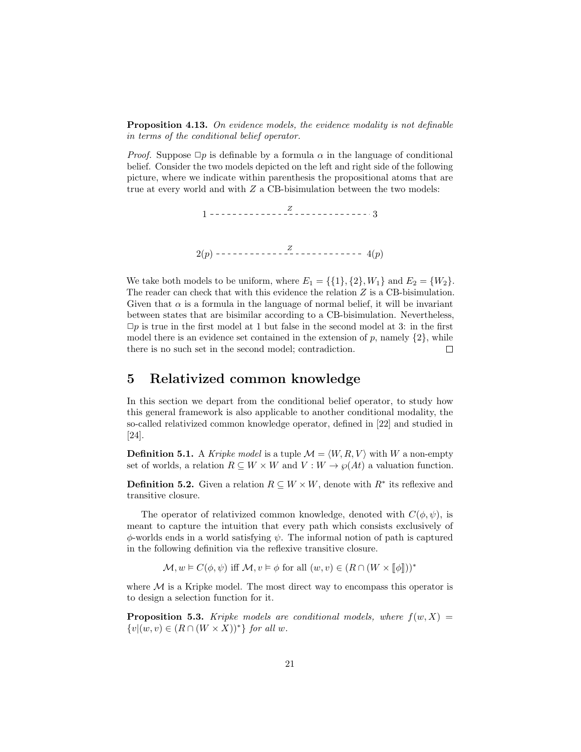**Proposition 4.13.** *On evidence models, the evidence modality is not definable in terms of the conditional belief operator.*

*Proof.* Suppose $\Box p$ is definable by a formula $\alpha$ in the language of conditional belief. Consider the two models depicted on the left and right side of the following picture, where we indicate within parenthesis the propositional atoms that are true at every world and with $Z$ a CB-bisimulation between the two models:

$$1 \overset{Z}{- - - - - - - - - -} 3$$

$$2(p) \overset{Z}{- - - - - - - - - -} 4(p)$$

We take both models to be uniform, where $E_1 = \{\{1\}, \{2\}, W_1\}$ and $E_2 = \{W_2\}$. The reader can check that with this evidence the relation $Z$ is a CB-bisimulation. Given that $\alpha$ is a formula in the language of normal belief, it will be invariant between states that are bisimilar according to a CB-bisimulation. Nevertheless, $\Box p$ is true in the first model at 1 but false in the second model at 3: in the first model there is an evidence set contained in the extension of $p$, namely $\{2\}$, while there is no such set in the second model; contradiction. $\square$

## 5 Relativized common knowledge

In this section we depart from the conditional belief operator, to study how this general framework is also applicable to another conditional modality, the so-called relativized common knowledge operator, defined in [22] and studied in [24].

**Definition 5.1.** A *Kripke model* is a tuple $\mathcal{M} = \langle W, R, V \rangle$ with $W$ a non-empty set of worlds, a relation $R \subseteq W \times W$ and $V : W \to \wp(At)$ a valuation function.

**Definition 5.2.** Given a relation $R \subseteq W \times W$, denote with $R^*$ its reflexive and transitive closure.

The operator of relativized common knowledge, denoted with $C(\phi, \psi)$, is meant to capture the intuition that every path which consists exclusively of $\phi$-worlds ends in a world satisfying $\psi$. The informal notion of path is captured in the following definition via the reflexive transitive closure.

$$\mathcal{M}, w \vDash C(\phi, \psi) \text{ iff } \mathcal{M}, v \vDash \phi \text{ for all } (w, v) \in (R \cap (W \times [\![\phi]\!]))^*$$

where $\mathcal{M}$ is a Kripke model. The most direct way to encompass this operator is to design a selection function for it.

**Proposition 5.3.** *Kripke models are conditional models, where* $f(w, X) = \{v | (w, v) \in (R \cap (W \times X))^*\}$ *for all* $w$.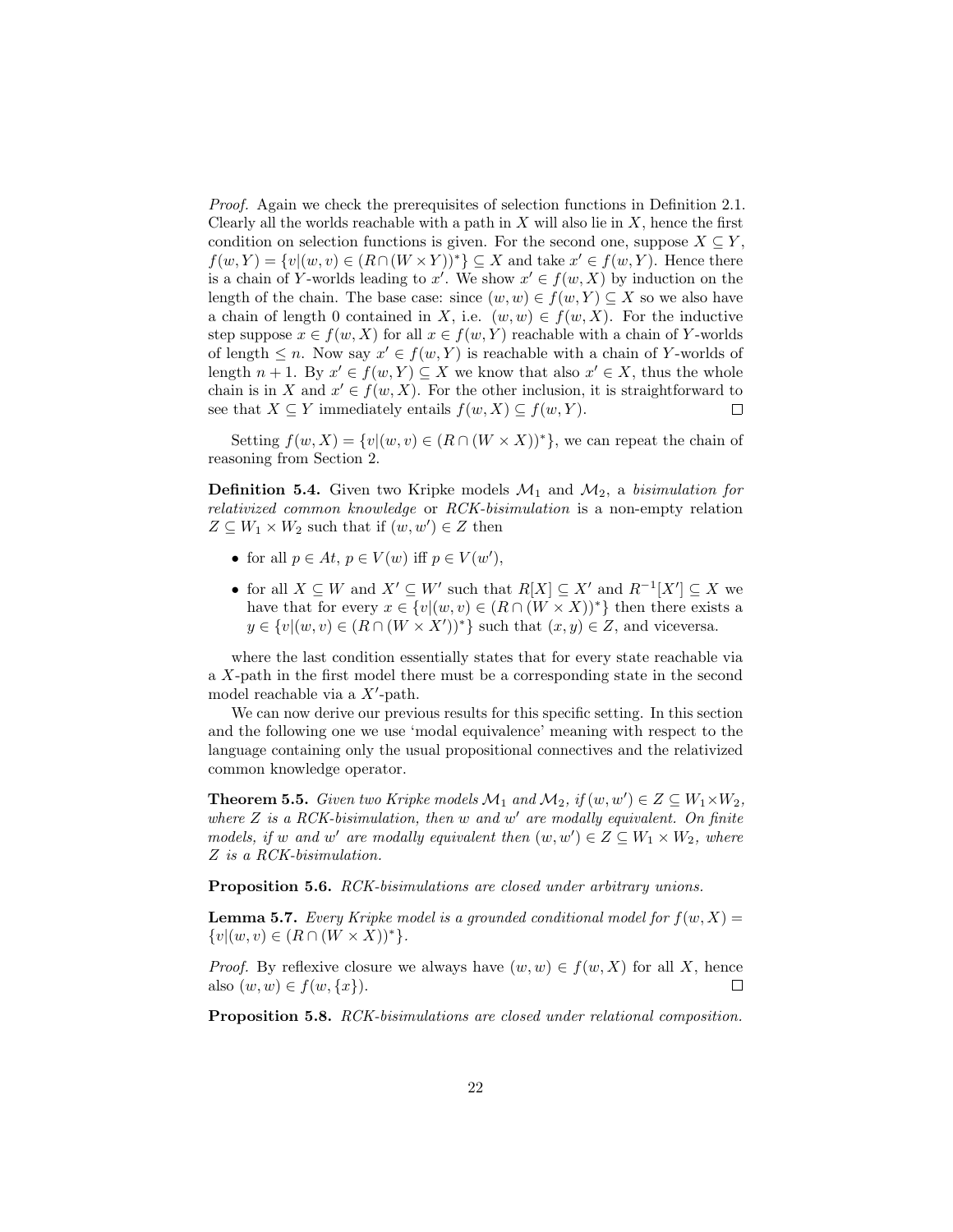*Proof.* Again we check the prerequisites of selection functions in Definition 2.1. Clearly all the worlds reachable with a path in $X$ will also lie in $X$, hence the first condition on selection functions is given. For the second one, suppose $X \subseteq Y$, $f(w, Y) = \{v|(w, v) \in (R \cap (W \times Y))^*\} \subseteq X$ and take $x' \in f(w, Y)$. Hence there is a chain of $Y$-worlds leading to $x'$. We show $x' \in f(w, X)$ by induction on the length of the chain. The base case: since $(w, w) \in f(w, Y) \subseteq X$ so we also have a chain of length 0 contained in $X$, i.e. $(w, w) \in f(w, X)$. For the inductive step suppose $x \in f(w, X)$ for all $x \in f(w, Y)$ reachable with a chain of $Y$-worlds of length $\leq n$. Now say $x' \in f(w, Y)$ is reachable with a chain of $Y$-worlds of length $n + 1$. By $x' \in f(w, Y) \subseteq X$ we know that also $x' \in X$, thus the whole chain is in $X$ and $x' \in f(w, X)$. For the other inclusion, it is straightforward to see that $X \subseteq Y$ immediately entails $f(w, X) \subseteq f(w, Y)$. $\square$

Setting $f(w, X) = \{v|(w, v) \in (R \cap (W \times X))^*\}$, we can repeat the chain of reasoning from Section 2.

**Definition 5.4.** Given two Kripke models $\mathcal{M}_1$ and $\mathcal{M}_2$, a *bisimulation for relativized common knowledge* or *RCK-bisimulation* is a non-empty relation $Z \subseteq W_1 \times W_2$ such that if $(w, w') \in Z$ then

- for all $p \in At$, $p \in V(w)$ iff $p \in V(w')$,
- for all $X \subseteq W$ and $X' \subseteq W'$ such that $R[X] \subseteq X'$ and $R^{-1}[X'] \subseteq X$ we have that for every $x \in \{v|(w, v) \in (R \cap (W \times X))^*\}$ then there exists a $y \in \{v|(w, v) \in (R \cap (W \times X'))^*\}$ such that $(x, y) \in Z$, and viceversa.

where the last condition essentially states that for every state reachable via a $X$-path in the first model there must be a corresponding state in the second model reachable via a $X'$-path.

We can now derive our previous results for this specific setting. In this section and the following one we use 'modal equivalence' meaning with respect to the language containing only the usual propositional connectives and the relativized common knowledge operator.

**Theorem 5.5.** *Given two Kripke models $\mathcal{M}_1$ and $\mathcal{M}_2$, if $(w, w') \in Z \subseteq W_1 \times W_2$, where $Z$ is a RCK-bisimulation, then $w$ and $w'$ are modally equivalent. On finite models, if $w$ and $w'$ are modally equivalent then $(w, w') \in Z \subseteq W_1 \times W_2$, where $Z$ is a RCK-bisimulation.*

**Proposition 5.6.** *RCK-bisimulations are closed under arbitrary unions.*

**Lemma 5.7.** *Every Kripke model is a grounded conditional model for $f(w, X) = \{v|(w, v) \in (R \cap (W \times X))^*\}$.*

*Proof.* By reflexive closure we always have $(w, w) \in f(w, X)$ for all $X$, hence also $(w, w) \in f(w, \{x\})$. $\square$

**Proposition 5.8.** *RCK-bisimulations are closed under relational composition.*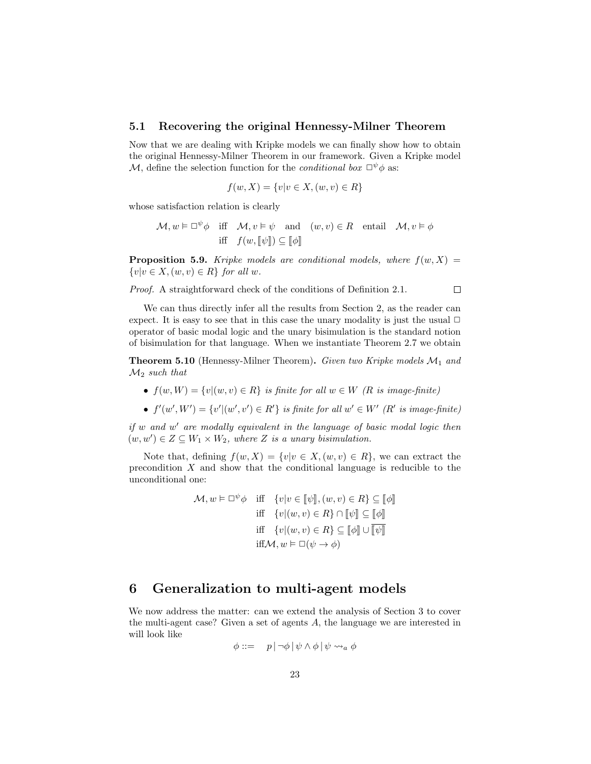### 5.1 Recovering the original Hennessy-Milner Theorem

Now that we are dealing with Kripke models we can finally show how to obtain the original Hennessy-Milner Theorem in our framework. Given a Kripke model $\mathcal{M}$, define the selection function for the *conditional box* $\Box^{\psi}\phi$ as:

$$f(w, X) = \{v | v \in X, (w, v) \in R\}$$

whose satisfaction relation is clearly

$$\begin{aligned} \mathcal{M}, w \vDash \Box^{\psi}\phi \quad &\text{iff} \quad \mathcal{M}, v \vDash \psi \quad \text{and} \quad (w, v) \in R \quad \text{entail} \quad \mathcal{M}, v \vDash \phi \\ &\text{iff} \quad f(w, [\![\psi]\!]) \subseteq [\![\phi]\!] \end{aligned}$$

**Proposition 5.9.** *Kripke models are conditional models, where $f(w, X) = \{v | v \in X, (w, v) \in R\}$ for all $w$.*

*Proof.* A straightforward check of the conditions of Definition 2.1. $\square$

We can thus directly infer all the results from Section 2, as the reader can expect. It is easy to see that in this case the unary modality is just the usual $\Box$ operator of basic modal logic and the unary bisimulation is the standard notion of bisimulation for that language. When we instantiate Theorem 2.7 we obtain

**Theorem 5.10** (Hennessy-Milner Theorem)**.** *Given two Kripke models $\mathcal{M}_1$ and $\mathcal{M}_2$ such that*

- *$f(w, W) = \{v | (w, v) \in R\}$ is finite for all $w \in W$ ($R$ is image-finite)*
- *$f'(w', W') = \{v' | (w', v') \in R'\}$ is finite for all $w' \in W'$ ($R'$ is image-finite)*

*if $w$ and $w'$ are modally equivalent in the language of basic modal logic then $(w, w') \in Z \subseteq W_1 \times W_2$, where $Z$ is a unary bisimulation.*

Note that, defining $f(w, X) = \{v | v \in X, (w, v) \in R\}$, we can extract the precondition $X$ and show that the conditional language is reducible to the unconditional one:

$$\begin{aligned} \mathcal{M}, w \vDash \Box^{\psi}\phi \quad &\text{iff} \quad \{v | v \in [\![\psi]\!], (w, v) \in R\} \subseteq [\![\phi]\!] \\ &\text{iff} \quad \{v | (w, v) \in R\} \cap [\![\psi]\!] \subseteq [\![\phi]\!] \\ &\text{iff} \quad \{v | (w, v) \in R\} \subseteq [\![\phi]\!] \cup \overline{[\![\psi]\!]} \\ &\text{iff} \mathcal{M}, w \vDash \Box(\psi \to \phi) \end{aligned}$$

# 6 Generalization to multi-agent models

We now address the matter: can we extend the analysis of Section 3 to cover the multi-agent case? Given a set of agents $A$, the language we are interested in will look like

$$\phi ::= \quad p \,|\, \neg\phi \,|\, \psi \wedge \phi \,|\, \psi \rightsquigarrow_a \phi$$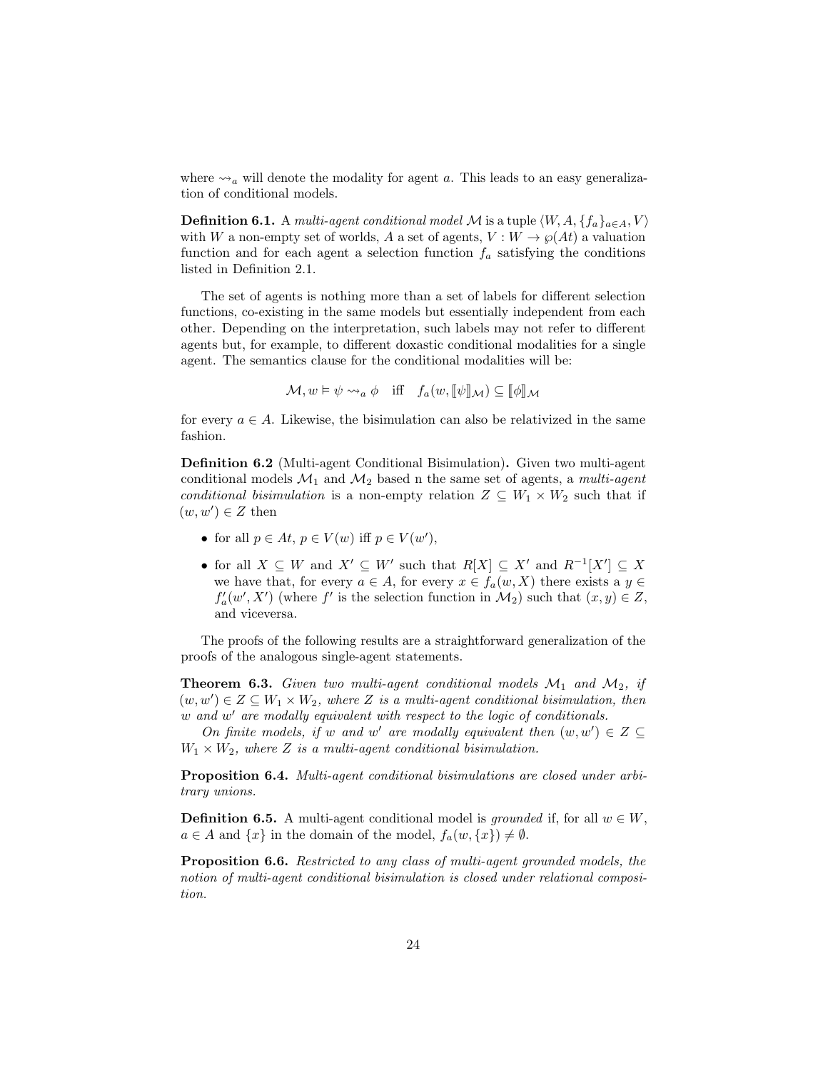where $\rightsquigarrow_a$ will denote the modality for agent $a$. This leads to an easy generalization of conditional models.

**Definition 6.1.** A *multi-agent conditional model* $\mathcal{M}$ is a tuple $\langle W, A, \{f_a\}_{a \in A}, V \rangle$ with $W$ a non-empty set of worlds, $A$ a set of agents, $V : W \rightarrow \wp(At)$ a valuation function and for each agent a selection function $f_a$ satisfying the conditions listed in Definition 2.1.

The set of agents is nothing more than a set of labels for different selection functions, co-existing in the same models but essentially independent from each other. Depending on the interpretation, such labels may not refer to different agents but, for example, to different doxastic conditional modalities for a single agent. The semantics clause for the conditional modalities will be:

$$\mathcal{M}, w \vDash \psi \rightsquigarrow_a \phi \quad \text{iff} \quad f_a(w, [\![\psi]\!]_{\mathcal{M}}) \subseteq [\![\phi]\!]_{\mathcal{M}}$$

for every $a \in A$. Likewise, the bisimulation can also be relativized in the same fashion.

**Definition 6.2** (Multi-agent Conditional Bisimulation)**.** Given two multi-agent conditional models $\mathcal{M}_1$ and $\mathcal{M}_2$ based n the same set of agents, a *multi-agent conditional bisimulation* is a non-empty relation $Z \subseteq W_1 \times W_2$ such that if $(w, w') \in Z$ then

- for all $p \in At$, $p \in V(w)$ iff $p \in V(w')$,
- for all $X \subseteq W$ and $X' \subseteq W'$ such that $R[X] \subseteq X'$ and $R^{-1}[X'] \subseteq X$ we have that, for every $a \in A$, for every $x \in f_a(w, X)$ there exists a $y \in f'_a(w', X')$ (where $f'$ is the selection function in $\mathcal{M}_2$) such that $(x, y) \in Z$, and viceversa.

The proofs of the following results are a straightforward generalization of the proofs of the analogous single-agent statements.

**Theorem 6.3.** *Given two multi-agent conditional models $\mathcal{M}_1$ and $\mathcal{M}_2$, if $(w, w') \in Z \subseteq W_1 \times W_2$, where $Z$ is a multi-agent conditional bisimulation, then $w$ and $w'$ are modally equivalent with respect to the logic of conditionals.*

*On finite models, if $w$ and $w'$ are modally equivalent then $(w, w') \in Z \subseteq W_1 \times W_2$, where $Z$ is a multi-agent conditional bisimulation.*

**Proposition 6.4.** *Multi-agent conditional bisimulations are closed under arbitrary unions.*

**Definition 6.5.** A multi-agent conditional model is *grounded* if, for all $w \in W$, $a \in A$ and $\{x\}$ in the domain of the model, $f_a(w, \{x\}) \neq \emptyset$.

**Proposition 6.6.** *Restricted to any class of multi-agent grounded models, the notion of multi-agent conditional bisimulation is closed under relational composition.*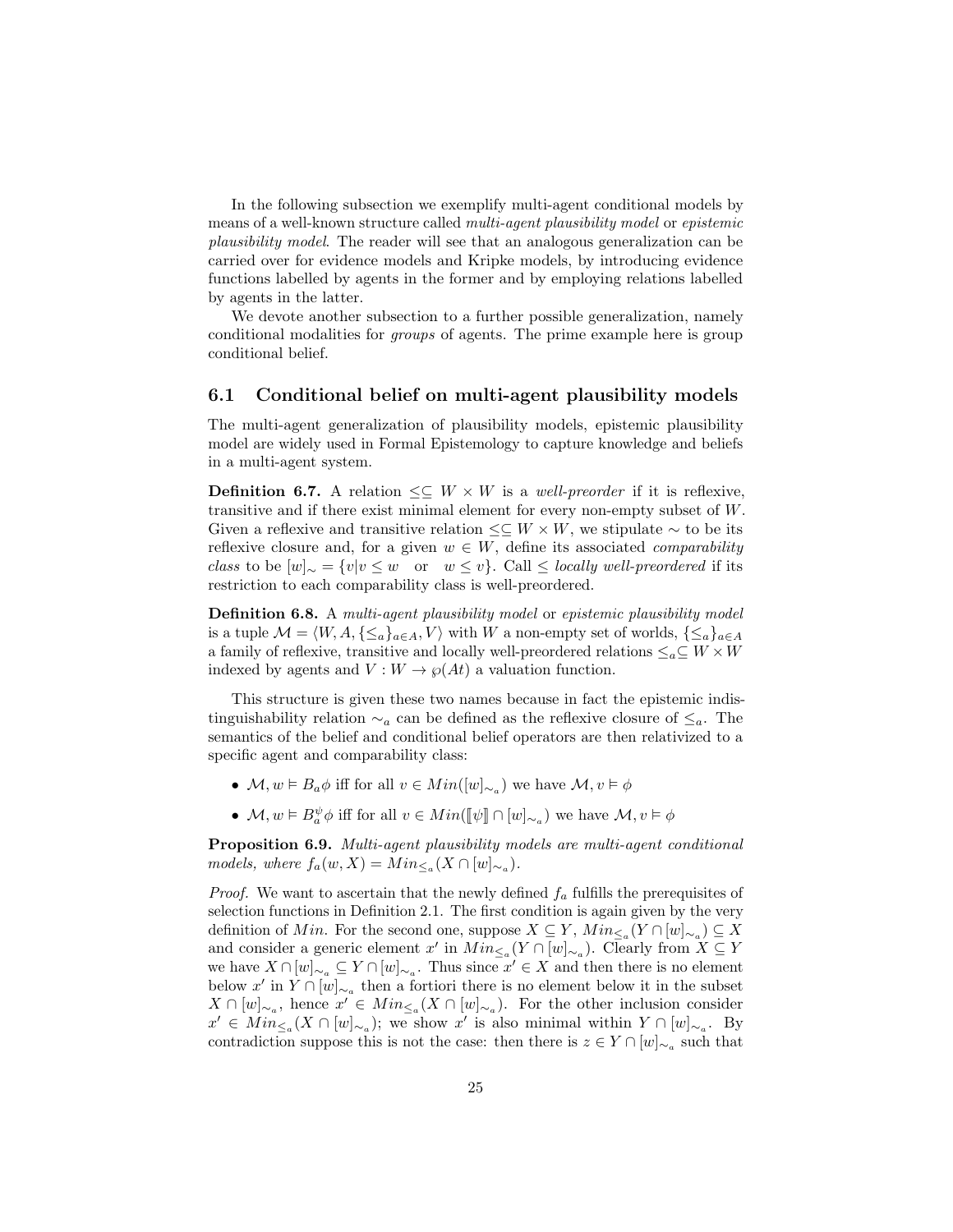In the following subsection we exemplify multi-agent conditional models by means of a well-known structure called *multi-agent plausibility model* or *epistemic plausibility model*. The reader will see that an analogous generalization can be carried over for evidence models and Kripke models, by introducing evidence functions labelled by agents in the former and by employing relations labelled by agents in the latter.

We devote another subsection to a further possible generalization, namely conditional modalities for *groups* of agents. The prime example here is group conditional belief.

## 6.1 Conditional belief on multi-agent plausibility models

The multi-agent generalization of plausibility models, epistemic plausibility model are widely used in Formal Epistemology to capture knowledge and beliefs in a multi-agent system.

**Definition 6.7.** A relation $\leq \subseteq W \times W$ is a *well-preorder* if it is reflexive, transitive and if there exist minimal element for every non-empty subset of $W$. Given a reflexive and transitive relation $\leq \subseteq W \times W$, we stipulate $\sim$ to be its reflexive closure and, for a given $w \in W$, define its associated *comparability class* to be $[w]_\sim = \{v | v \leq w \quad \text{or} \quad w \leq v\}$. Call $\leq$ *locally well-preordered* if its restriction to each comparability class is well-preordered.

**Definition 6.8.** A *multi-agent plausibility model* or *epistemic plausibility model* is a tuple $\mathcal{M} = \langle W, A, \{\leq_a\}_{a \in A}, V \rangle$ with $W$ a non-empty set of worlds, $\{\leq_a\}_{a \in A}$ a family of reflexive, transitive and locally well-preordered relations $\leq_a \subseteq W \times W$ indexed by agents and $V : W \to \wp(At)$ a valuation function.

This structure is given these two names because in fact the epistemic indistinguishability relation $\sim_a$ can be defined as the reflexive closure of $\leq_a$. The semantics of the belief and conditional belief operators are then relativized to a specific agent and comparability class:

- $\mathcal{M}, w \vDash B_a \phi$ iff for all $v \in Min([w]_{\sim_a})$ we have $\mathcal{M}, v \vDash \phi$
- $\mathcal{M}, w \vDash B_a^\psi \phi$ iff for all $v \in Min([\![\psi]\!] \cap [w]_{\sim_a})$ we have $\mathcal{M}, v \vDash \phi$

**Proposition 6.9.** *Multi-agent plausibility models are multi-agent conditional models, where $f_a(w, X) = Min_{\leq_a}(X \cap [w]_{\sim_a})$.*

*Proof.* We want to ascertain that the newly defined $f_a$ fulfills the prerequisites of selection functions in Definition 2.1. The first condition is again given by the very definition of $Min$. For the second one, suppose $X \subseteq Y$, $Min_{\leq_a}(Y \cap [w]_{\sim_a}) \subseteq X$ and consider a generic element $x'$ in $Min_{\leq_a}(Y \cap [w]_{\sim_a})$. Clearly from $X \subseteq Y$ we have $X \cap [w]_{\sim_a} \subseteq Y \cap [w]_{\sim_a}$. Thus since $x' \in X$ and then there is no element below $x'$ in $Y \cap [w]_{\sim_a}$ then a fortiori there is no element below it in the subset $X \cap [w]_{\sim_a}$, hence $x' \in Min_{\leq_a}(X \cap [w]_{\sim_a})$. For the other inclusion consider $x' \in Min_{\leq_a}(X \cap [w]_{\sim_a})$; we show $x'$ is also minimal within $Y \cap [w]_{\sim_a}$. By contradiction suppose this is not the case: then there is $z \in Y \cap [w]_{\sim_a}$ such that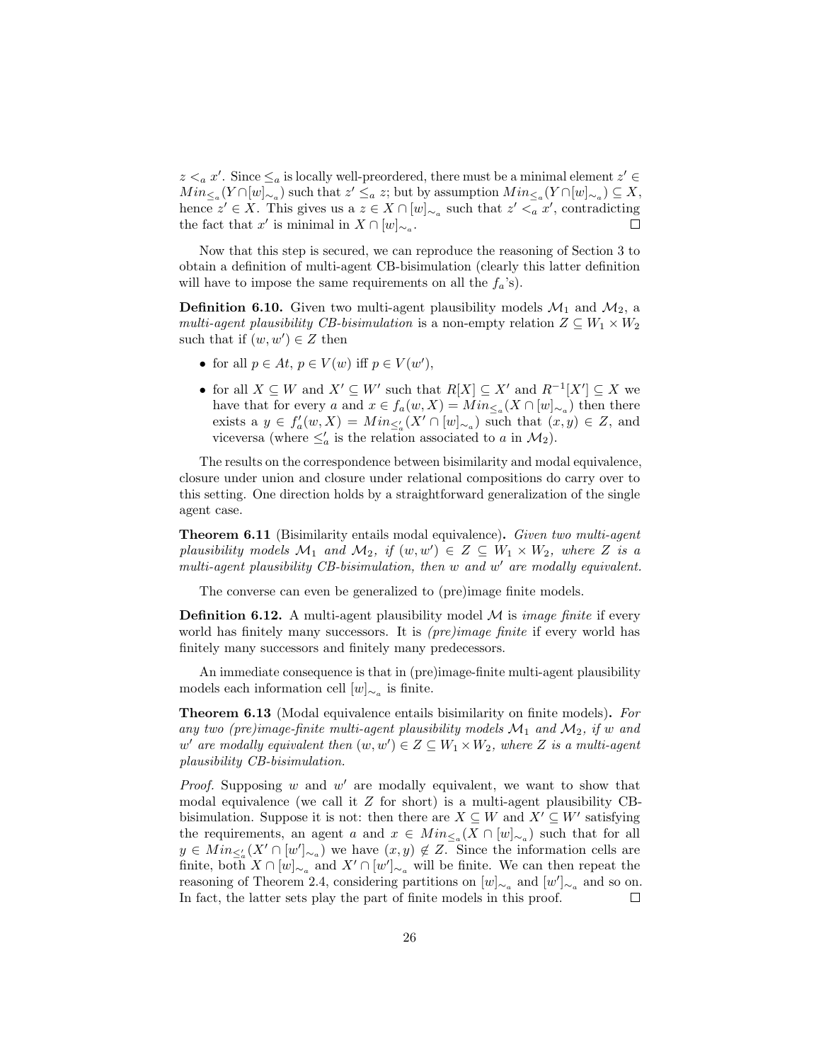$z <_a x'$. Since $\leq_a$ is locally well-preordered, there must be a minimal element $z' \in Min_{\leq_a}(Y \cap [w]_{\sim_a})$ such that $z' \leq_a z$; but by assumption $Min_{\leq_a}(Y \cap [w]_{\sim_a}) \subseteq X$, hence $z' \in X$. This gives us a $z \in X \cap [w]_{\sim_a}$ such that $z' <_a x'$, contradicting the fact that $x'$ is minimal in $X \cap [w]_{\sim_a}$. $\square$

Now that this step is secured, we can reproduce the reasoning of Section 3 to obtain a definition of multi-agent CB-bisimulation (clearly this latter definition will have to impose the same requirements on all the $f_a$'s).

**Definition 6.10.** Given two multi-agent plausibility models $\mathcal{M}_1$ and $\mathcal{M}_2$, a *multi-agent plausibility CB-bisimulation* is a non-empty relation $Z \subseteq W_1 \times W_2$ such that if $(w, w') \in Z$ then

- for all $p \in At$, $p \in V(w)$ iff $p \in V(w')$,
- for all $X \subseteq W$ and $X' \subseteq W'$ such that $R[X] \subseteq X'$ and $R^{-1}[X'] \subseteq X$ we have that for every $a$ and $x \in f_a(w, X) = Min_{\leq_a}(X \cap [w]_{\sim_a})$ then there exists a $y \in f'_a(w, X) = Min_{\leq'_a}(X' \cap [w]_{\sim_a})$ such that $(x, y) \in Z$, and viceversa (where $\leq'_a$ is the relation associated to $a$ in $\mathcal{M}_2$).

The results on the correspondence between bisimilarity and modal equivalence, closure under union and closure under relational compositions do carry over to this setting. One direction holds by a straightforward generalization of the single agent case.

**Theorem 6.11** (Bisimilarity entails modal equivalence)**.** *Given two multi-agent plausibility models $\mathcal{M}_1$ and $\mathcal{M}_2$, if $(w, w') \in Z \subseteq W_1 \times W_2$, where $Z$ is a multi-agent plausibility CB-bisimulation, then $w$ and $w'$ are modally equivalent.*

The converse can even be generalized to (pre)image finite models.

**Definition 6.12.** A multi-agent plausibility model $\mathcal{M}$ is *image finite* if every world has finitely many successors. It is *(pre)image finite* if every world has finitely many successors and finitely many predecessors.

An immediate consequence is that in (pre)image-finite multi-agent plausibility models each information cell $[w]_{\sim_a}$ is finite.

**Theorem 6.13** (Modal equivalence entails bisimilarity on finite models)**.** *For any two (pre)image-finite multi-agent plausibility models $\mathcal{M}_1$ and $\mathcal{M}_2$, if $w$ and $w'$ are modally equivalent then $(w, w') \in Z \subseteq W_1 \times W_2$, where $Z$ is a multi-agent plausibility CB-bisimulation.*

*Proof.* Supposing $w$ and $w'$ are modally equivalent, we want to show that modal equivalence (we call it $Z$ for short) is a multi-agent plausibility CB-bisimulation. Suppose it is not: then there are $X \subseteq W$ and $X' \subseteq W'$ satisfying the requirements, an agent $a$ and $x \in Min_{\leq_a}(X \cap [w]_{\sim_a})$ such that for all $y \in Min_{\leq'_a}(X' \cap [w']_{\sim_a})$ we have $(x, y) \notin Z$. Since the information cells are finite, both $X \cap [w]_{\sim_a}$ and $X' \cap [w']_{\sim_a}$ will be finite. We can then repeat the reasoning of Theorem 2.4, considering partitions on $[w]_{\sim_a}$ and $[w']_{\sim_a}$ and so on. In fact, the latter sets play the part of finite models in this proof. $\square$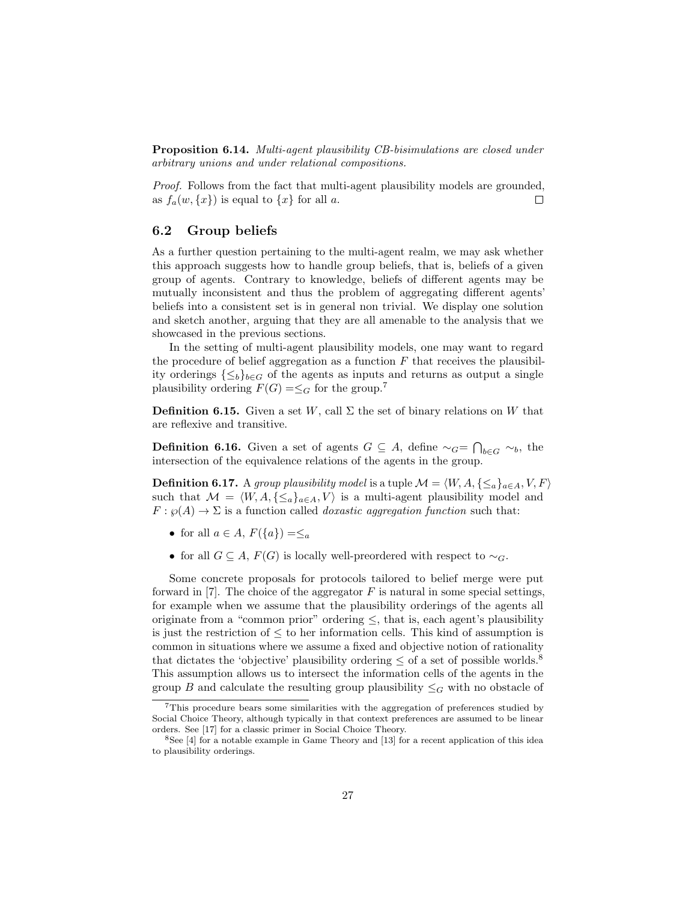**Proposition 6.14.** *Multi-agent plausibility CB-bisimulations are closed under arbitrary unions and under relational compositions.*

*Proof.* Follows from the fact that multi-agent plausibility models are grounded, as $f_a(w, \{x\})$ is equal to $\{x\}$ for all $a$. □

## 6.2 Group beliefs

As a further question pertaining to the multi-agent realm, we may ask whether this approach suggests how to handle group beliefs, that is, beliefs of a given group of agents. Contrary to knowledge, beliefs of different agents may be mutually inconsistent and thus the problem of aggregating different agents' beliefs into a consistent set is in general non trivial. We display one solution and sketch another, arguing that they are all amenable to the analysis that we showcased in the previous sections.

In the setting of multi-agent plausibility models, one may want to regard the procedure of belief aggregation as a function $F$ that receives the plausibility orderings $\{\leq_b\}_{b \in G}$ of the agents as inputs and returns as output a single plausibility ordering $F(G) = \leq_G$ for the group.[7]

**Definition 6.15.** Given a set $W$, call $\Sigma$ the set of binary relations on $W$ that are reflexive and transitive.

**Definition 6.16.** Given a set of agents $G \subseteq A$, define $\sim_G = \bigcap_{b \in G} \sim_b$, the intersection of the equivalence relations of the agents in the group.

**Definition 6.17.** A *group plausibility model* is a tuple $\mathcal{M} = \langle W, A, \{\leq_a\}_{a \in A}, V, F \rangle$ such that $\mathcal{M} = \langle W, A, \{\leq_a\}_{a \in A}, V \rangle$ is a multi-agent plausibility model and $F : \wp(A) \to \Sigma$ is a function called *doxastic aggregation function* such that:

- for all $a \in A$, $F(\{a\}) = \leq_a$
- for all $G \subseteq A$, $F(G)$ is locally well-preordered with respect to $\sim_G$.

Some concrete proposals for protocols tailored to belief merge were put forward in [7]. The choice of the aggregator $F$ is natural in some special settings, for example when we assume that the plausibility orderings of the agents all originate from a "common prior" ordering $\leq$, that is, each agent's plausibility is just the restriction of $\leq$ to her information cells. This kind of assumption is common in situations where we assume a fixed and objective notion of rationality that dictates the 'objective' plausibility ordering $\leq$ of a set of possible worlds.[8] This assumption allows us to intersect the information cells of the agents in the group $B$ and calculate the resulting group plausibility $\leq_G$ with no obstacle of

---

[7] This procedure bears some similarities with the aggregation of preferences studied by Social Choice Theory, although typically in that context preferences are assumed to be linear orders. See [17] for a classic primer in Social Choice Theory.

[8] See [4] for a notable example in Game Theory and [13] for a recent application of this idea to plausibility orderings.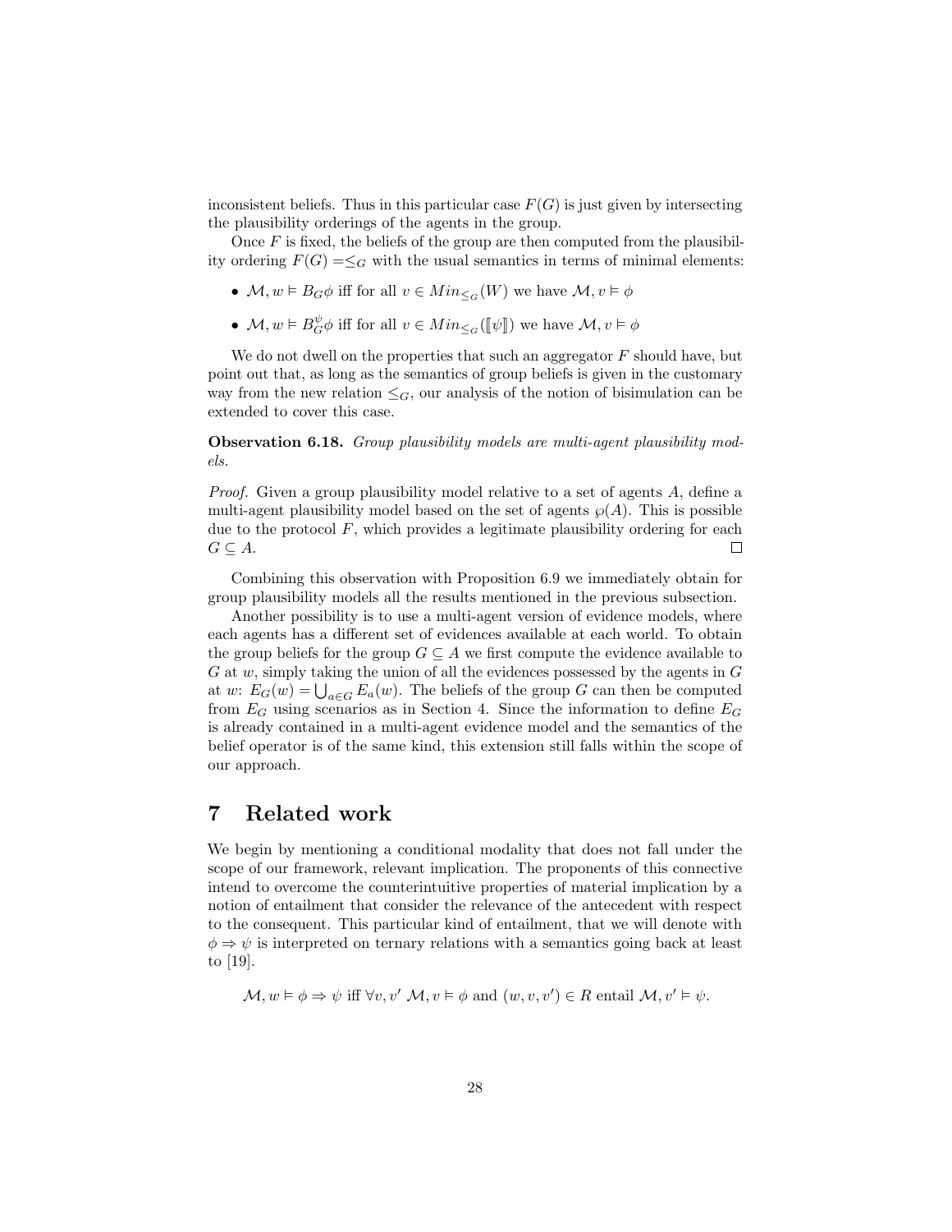inconsistent beliefs. Thus in this particular case $F(G)$ is just given by intersecting the plausibility orderings of the agents in the group.

Once $F$ is fixed, the beliefs of the group are then computed from the plausibility ordering $F(G) = \leq_G$ with the usual semantics in terms of minimal elements:

- $\mathcal{M}, w \vDash B_G\phi$ iff for all $v \in Min_{\leq_G}(W)$ we have $\mathcal{M}, v \vDash \phi$
- $\mathcal{M}, w \vDash B_G^{\psi}\phi$ iff for all $v \in Min_{\leq_G}(\llbracket\psi\rrbracket)$ we have $\mathcal{M}, v \vDash \phi$

We do not dwell on the properties that such an aggregator $F$ should have, but point out that, as long as the semantics of group beliefs is given in the customary way from the new relation $\leq_G$, our analysis of the notion of bisimulation can be extended to cover this case.

**Observation 6.18.** *Group plausibility models are multi-agent plausibility models.*

*Proof.* Given a group plausibility model relative to a set of agents $A$, define a multi-agent plausibility model based on the set of agents $\wp(A)$. This is possible due to the protocol $F$, which provides a legitimate plausibility ordering for each $G \subseteq A$. □

Combining this observation with Proposition 6.9 we immediately obtain for group plausibility models all the results mentioned in the previous subsection.

Another possibility is to use a multi-agent version of evidence models, where each agents has a different set of evidences available at each world. To obtain the group beliefs for the group $G \subseteq A$ we first compute the evidence available to $G$ at $w$, simply taking the union of all the evidences possessed by the agents in $G$ at $w$: $E_G(w) = \bigcup_{a \in G} E_a(w)$. The beliefs of the group $G$ can then be computed from $E_G$ using scenarios as in Section 4. Since the information to define $E_G$ is already contained in a multi-agent evidence model and the semantics of the belief operator is of the same kind, this extension still falls within the scope of our approach.

# 7 Related work

We begin by mentioning a conditional modality that does not fall under the scope of our framework, relevant implication. The proponents of this connective intend to overcome the counterintuitive properties of material implication by a notion of entailment that consider the relevance of the antecedent with respect to the consequent. This particular kind of entailment, that we will denote with $\phi \Rightarrow \psi$ is interpreted on ternary relations with a semantics going back at least to [19].

$$\mathcal{M}, w \vDash \phi \Rightarrow \psi \text{ iff } \forall v, v' \; \mathcal{M}, v \vDash \phi \text{ and } (w, v, v') \in R \text{ entail } \mathcal{M}, v' \vDash \psi.$$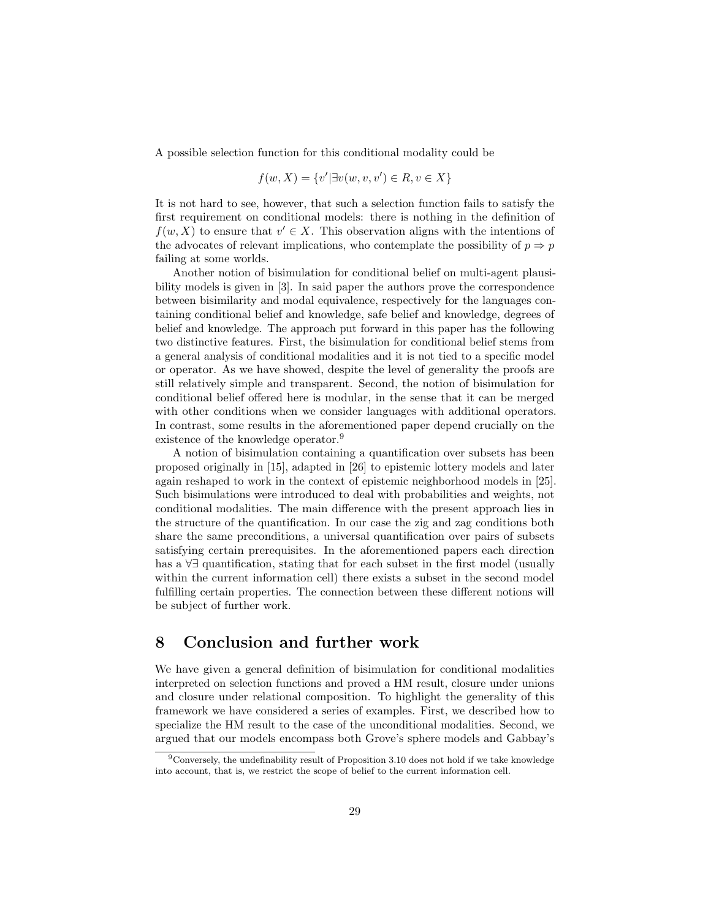A possible selection function for this conditional modality could be

$$f(w, X) = \{v' | \exists v(w, v, v') \in R, v \in X\}$$

It is not hard to see, however, that such a selection function fails to satisfy the first requirement on conditional models: there is nothing in the definition of $f(w, X)$ to ensure that $v' \in X$. This observation aligns with the intentions of the advocates of relevant implications, who contemplate the possibility of $p \Rightarrow p$ failing at some worlds.

Another notion of bisimulation for conditional belief on multi-agent plausibility models is given in [3]. In said paper the authors prove the correspondence between bisimilarity and modal equivalence, respectively for the languages containing conditional belief and knowledge, safe belief and knowledge, degrees of belief and knowledge. The approach put forward in this paper has the following two distinctive features. First, the bisimulation for conditional belief stems from a general analysis of conditional modalities and it is not tied to a specific model or operator. As we have showed, despite the level of generality the proofs are still relatively simple and transparent. Second, the notion of bisimulation for conditional belief offered here is modular, in the sense that it can be merged with other conditions when we consider languages with additional operators. In contrast, some results in the aforementioned paper depend crucially on the existence of the knowledge operator.[9]

A notion of bisimulation containing a quantification over subsets has been proposed originally in [15], adapted in [26] to epistemic lottery models and later again reshaped to work in the context of epistemic neighborhood models in [25]. Such bisimulations were introduced to deal with probabilities and weights, not conditional modalities. The main difference with the present approach lies in the structure of the quantification. In our case the zig and zag conditions both share the same preconditions, a universal quantification over pairs of subsets satisfying certain prerequisites. In the aforementioned papers each direction has a $\forall\exists$ quantification, stating that for each subset in the first model (usually within the current information cell) there exists a subset in the second model fulfilling certain properties. The connection between these different notions will be subject of further work.

## 8 Conclusion and further work

We have given a general definition of bisimulation for conditional modalities interpreted on selection functions and proved a HM result, closure under unions and closure under relational composition. To highlight the generality of this framework we have considered a series of examples. First, we described how to specialize the HM result to the case of the unconditional modalities. Second, we argued that our models encompass both Grove's sphere models and Gabbay's

---

[9] Conversely, the undefinability result of Proposition 3.10 does not hold if we take knowledge into account, that is, we restrict the scope of belief to the current information cell.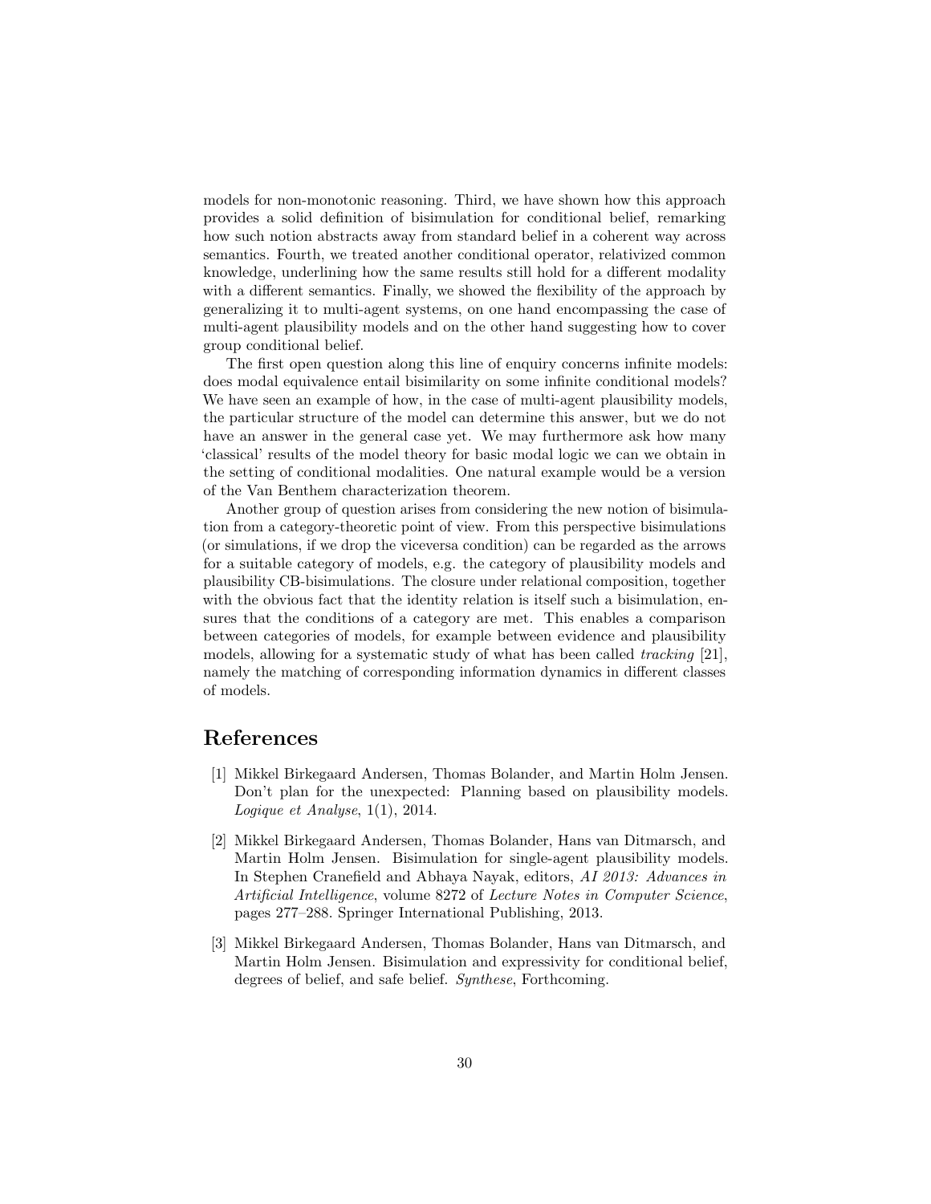models for non-monotonic reasoning. Third, we have shown how this approach provides a solid definition of bisimulation for conditional belief, remarking how such notion abstracts away from standard belief in a coherent way across semantics. Fourth, we treated another conditional operator, relativized common knowledge, underlining how the same results still hold for a different modality with a different semantics. Finally, we showed the flexibility of the approach by generalizing it to multi-agent systems, on one hand encompassing the case of multi-agent plausibility models and on the other hand suggesting how to cover group conditional belief.

The first open question along this line of enquiry concerns infinite models: does modal equivalence entail bisimilarity on some infinite conditional models? We have seen an example of how, in the case of multi-agent plausibility models, the particular structure of the model can determine this answer, but we do not have an answer in the general case yet. We may furthermore ask how many 'classical' results of the model theory for basic modal logic we can we obtain in the setting of conditional modalities. One natural example would be a version of the Van Benthem characterization theorem.

Another group of question arises from considering the new notion of bisimulation from a category-theoretic point of view. From this perspective bisimulations (or simulations, if we drop the viceversa condition) can be regarded as the arrows for a suitable category of models, e.g. the category of plausibility models and plausibility CB-bisimulations. The closure under relational composition, together with the obvious fact that the identity relation is itself such a bisimulation, ensures that the conditions of a category are met. This enables a comparison between categories of models, for example between evidence and plausibility models, allowing for a systematic study of what has been called *tracking* [21], namely the matching of corresponding information dynamics in different classes of models.

# References

[1] Mikkel Birkegaard Andersen, Thomas Bolander, and Martin Holm Jensen. Don't plan for the unexpected: Planning based on plausibility models. *Logique et Analyse*, 1(1), 2014.

[2] Mikkel Birkegaard Andersen, Thomas Bolander, Hans van Ditmarsch, and Martin Holm Jensen. Bisimulation for single-agent plausibility models. In Stephen Cranefield and Abhaya Nayak, editors, *AI 2013: Advances in Artificial Intelligence*, volume 8272 of *Lecture Notes in Computer Science*, pages 277–288. Springer International Publishing, 2013.

[3] Mikkel Birkegaard Andersen, Thomas Bolander, Hans van Ditmarsch, and Martin Holm Jensen. Bisimulation and expressivity for conditional belief, degrees of belief, and safe belief. *Synthese*, Forthcoming.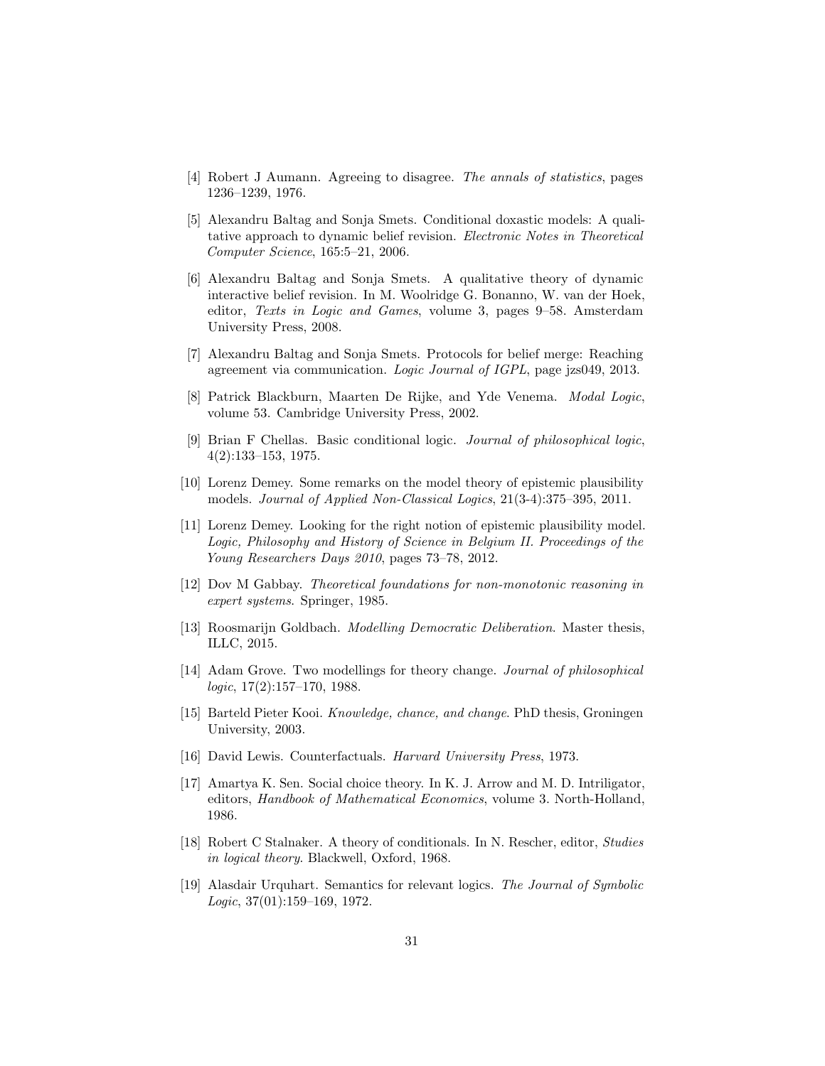[4] Robert J Aumann. Agreeing to disagree. *The annals of statistics*, pages 1236–1239, 1976.

[5] Alexandru Baltag and Sonja Smets. Conditional doxastic models: A qualitative approach to dynamic belief revision. *Electronic Notes in Theoretical Computer Science*, 165:5–21, 2006.

[6] Alexandru Baltag and Sonja Smets. A qualitative theory of dynamic interactive belief revision. In M. Woolridge G. Bonanno, W. van der Hoek, editor, *Texts in Logic and Games*, volume 3, pages 9–58. Amsterdam University Press, 2008.

[7] Alexandru Baltag and Sonja Smets. Protocols for belief merge: Reaching agreement via communication. *Logic Journal of IGPL*, page jzs049, 2013.

[8] Patrick Blackburn, Maarten De Rijke, and Yde Venema. *Modal Logic*, volume 53. Cambridge University Press, 2002.

[9] Brian F Chellas. Basic conditional logic. *Journal of philosophical logic*, 4(2):133–153, 1975.

[10] Lorenz Demey. Some remarks on the model theory of epistemic plausibility models. *Journal of Applied Non-Classical Logics*, 21(3-4):375–395, 2011.

[11] Lorenz Demey. Looking for the right notion of epistemic plausibility model. *Logic, Philosophy and History of Science in Belgium II. Proceedings of the Young Researchers Days 2010*, pages 73–78, 2012.

[12] Dov M Gabbay. *Theoretical foundations for non-monotonic reasoning in expert systems*. Springer, 1985.

[13] Roosmarijn Goldbach. *Modelling Democratic Deliberation*. Master thesis, ILLC, 2015.

[14] Adam Grove. Two modellings for theory change. *Journal of philosophical logic*, 17(2):157–170, 1988.

[15] Barteld Pieter Kooi. *Knowledge, chance, and change*. PhD thesis, Groningen University, 2003.

[16] David Lewis. Counterfactuals. *Harvard University Press*, 1973.

[17] Amartya K. Sen. Social choice theory. In K. J. Arrow and M. D. Intriligator, editors, *Handbook of Mathematical Economics*, volume 3. North-Holland, 1986.

[18] Robert C Stalnaker. A theory of conditionals. In N. Rescher, editor, *Studies in logical theory*. Blackwell, Oxford, 1968.

[19] Alasdair Urquhart. Semantics for relevant logics. *The Journal of Symbolic Logic*, 37(01):159–169, 1972.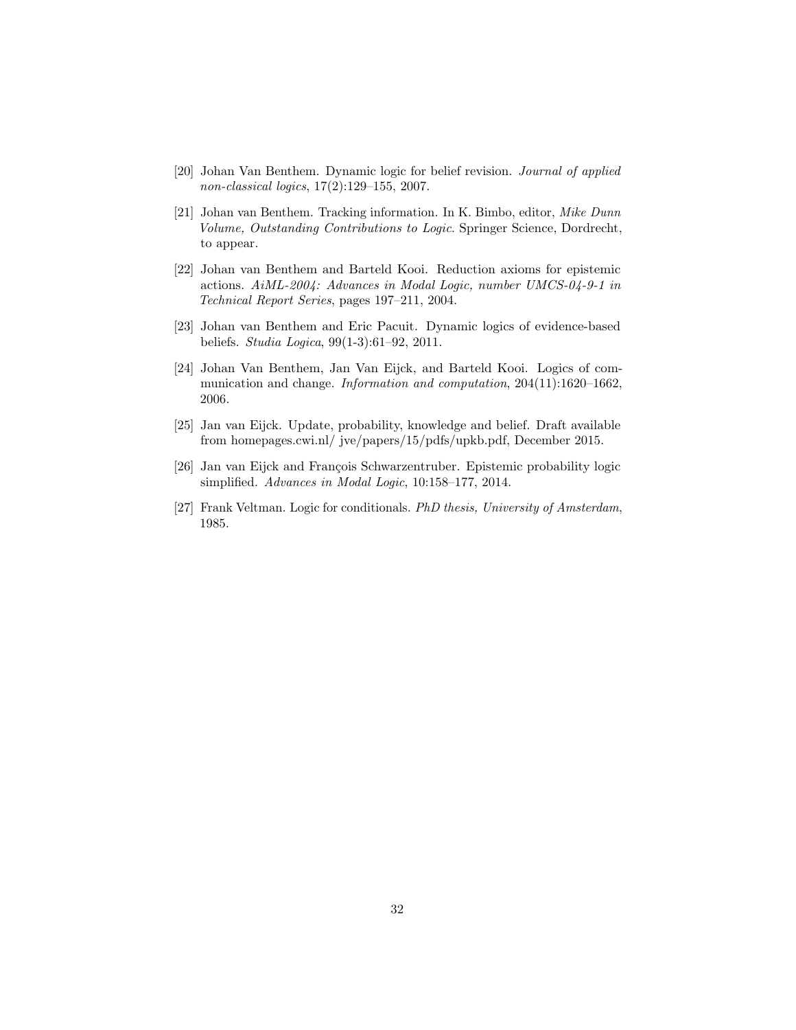[20] Johan Van Benthem. Dynamic logic for belief revision. *Journal of applied non-classical logics*, 17(2):129–155, 2007.

[21] Johan van Benthem. Tracking information. In K. Bimbo, editor, *Mike Dunn Volume, Outstanding Contributions to Logic*. Springer Science, Dordrecht, to appear.

[22] Johan van Benthem and Barteld Kooi. Reduction axioms for epistemic actions. *AiML-2004: Advances in Modal Logic, number UMCS-04-9-1 in Technical Report Series*, pages 197–211, 2004.

[23] Johan van Benthem and Eric Pacuit. Dynamic logics of evidence-based beliefs. *Studia Logica*, 99(1-3):61–92, 2011.

[24] Johan Van Benthem, Jan Van Eijck, and Barteld Kooi. Logics of communication and change. *Information and computation*, 204(11):1620–1662, 2006.

[25] Jan van Eijck. Update, probability, knowledge and belief. Draft available from homepages.cwi.nl/ jve/papers/15/pdfs/upkb.pdf, December 2015.

[26] Jan van Eijck and François Schwarzentruber. Epistemic probability logic simplified. *Advances in Modal Logic*, 10:158–177, 2014.

[27] Frank Veltman. Logic for conditionals. *PhD thesis, University of Amsterdam*, 1985.